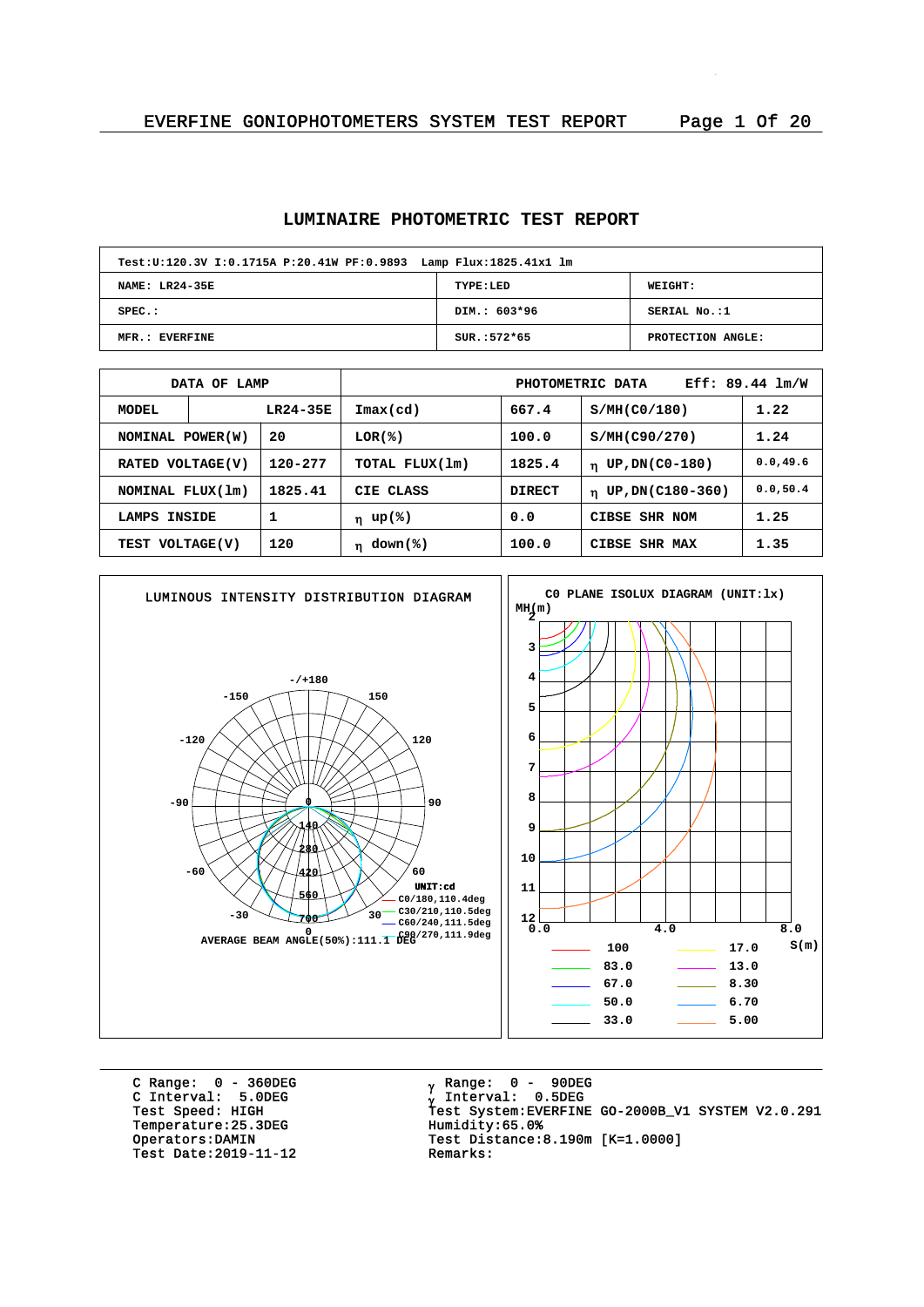# LUMINAIRE PHOTOMETRIC TEST REPORT

| Test:U:120.3V I:0.1715A P:20.41W PF:0.9893 Lamp Flux:1825.41x1 lm | | |
|---|---|---|
| NAME: LR24-35E | TYPE:LED | WEIGHT: |
| SPEC.: | DIM.: 603*96 | SERIAL No.:1 |
| MFR.: EVERFINE | SUR.:572*65 | PROTECTION ANGLE: |

| DATA OF LAMP | | PHOTOMETRIC DATA Eff: 89.44 lm/W | | | |
|---|---|---|---|---|---|
| MODEL | LR24-35E | Imax(cd) | 667.4 | S/MH(C0/180) | 1.22 |
| NOMINAL POWER(W) | 20 | LOR(%) | 100.0 | S/MH(C90/270) | 1.24 |
| RATED VOLTAGE(V) | 120-277 | TOTAL FLUX(lm) | 1825.4 | η UP,DN(C0-180) | 0.0,49.6 |
| NOMINAL FLUX(lm) | 1825.41 | CIE CLASS | DIRECT | η UP,DN(C180-360) | 0.0,50.4 |
| LAMPS INSIDE | 1 | η up(%) | 0.0 | CIBSE SHR NOM | 1.25 |
| TEST VOLTAGE(V) | 120 | η down(%) | 100.0 | CIBSE SHR MAX | 1.35 |

**LUMINOUS INTENSITY DISTRIBUTION DIAGRAM**

UNIT:cd
- C0/180,110.4deg
- C30/210,110.5deg
- C60/240,111.5deg
- C90/270,111.9deg

AVERAGE BEAM ANGLE(50%):111.1 DEG

**C0 PLANE ISOLUX DIAGRAM (UNIT:lx)**

| | | | |
|---|---|---|---|
| 100 | | 17.0 | |
| 83.0 | | 13.0 | |
| 67.0 | | 8.30 | |
| 50.0 | | 6.70 | |
| 33.0 | | 5.00 | |

C Range: 0 - 360DEG
C Interval: 5.0DEG
Test Speed: HIGH
Temperature:25.3DEG
Operators:DAMIN
Test Date:2019-11-12

γ Range: 0 - 90DEG
γ Interval: 0.5DEG
Test System:EVERFINE GO-2000B_V1 SYSTEM V2.0.291
Humidity:65.0%
Test Distance:8.190m [K=1.0000]
Remarks: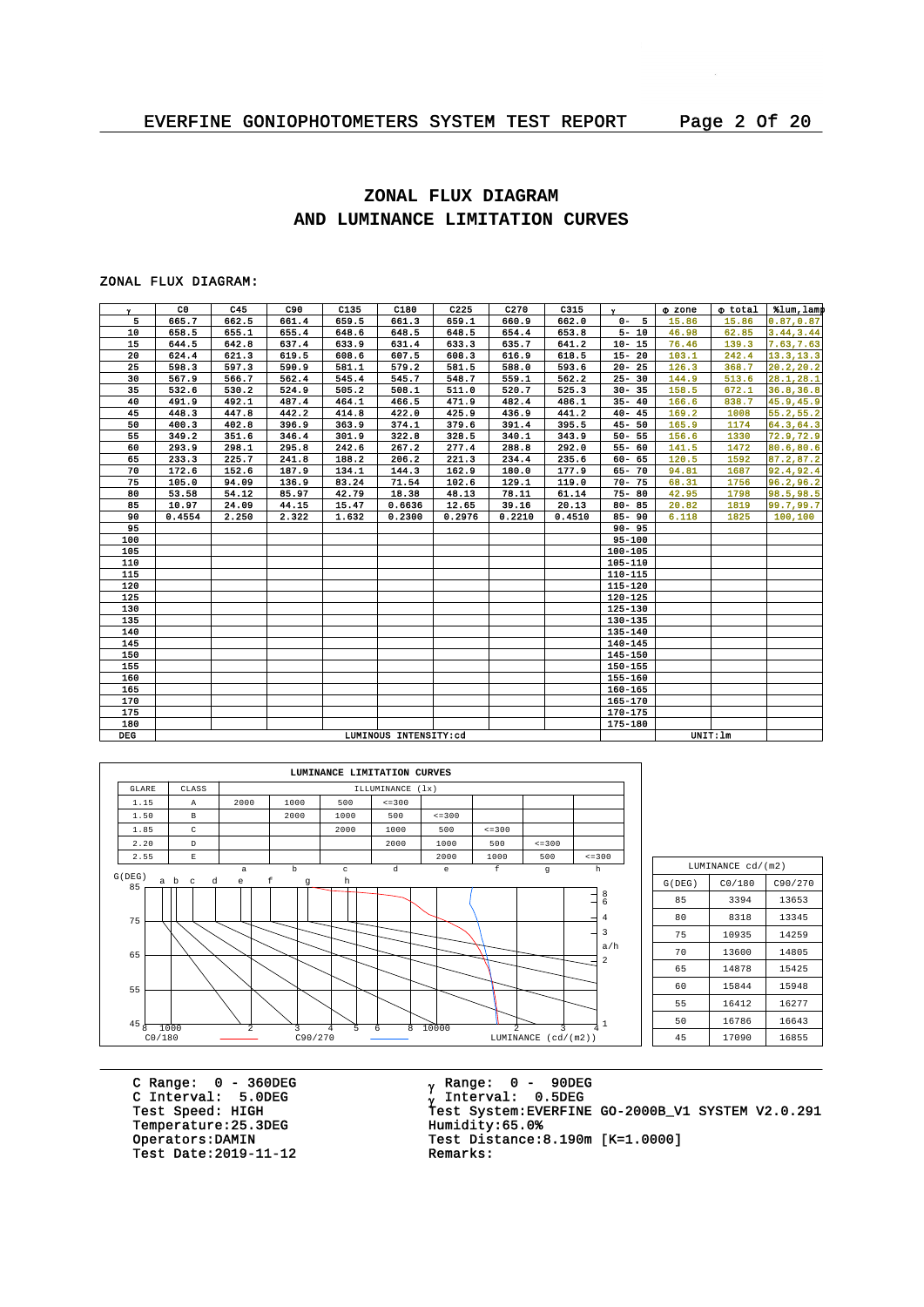# ZONAL FLUX DIAGRAM
# AND LUMINANCE LIMITATION CURVES

ZONAL FLUX DIAGRAM:

| γ | C0 | C45 | C90 | C135 | C180 | C225 | C270 | C315 | γ | Φ zone | Φ total | %lum,lamp |
|---|---|---|---|---|---|---|---|---|---|---|---|---|
| 5 | 665.7 | 662.5 | 661.4 | 659.5 | 661.3 | 659.1 | 660.9 | 662.0 | 0- 5 | 15.86 | 15.86 | 0.87,0.87 |
| 10 | 658.5 | 655.1 | 655.4 | 648.6 | 648.5 | 648.5 | 654.4 | 653.8 | 5- 10 | 46.98 | 62.85 | 3.44,3.44 |
| 15 | 644.5 | 642.8 | 637.4 | 633.9 | 631.4 | 633.3 | 635.7 | 641.2 | 10- 15 | 76.46 | 139.3 | 7.63,7.63 |
| 20 | 624.4 | 621.3 | 619.5 | 608.6 | 607.5 | 608.3 | 616.9 | 618.5 | 15- 20 | 103.1 | 242.4 | 13.3,13.3 |
| 25 | 598.3 | 597.3 | 590.9 | 581.1 | 579.2 | 581.5 | 588.0 | 593.6 | 20- 25 | 126.3 | 368.7 | 20.2,20.2 |
| 30 | 567.9 | 566.7 | 562.4 | 545.4 | 545.7 | 548.7 | 559.1 | 562.2 | 25- 30 | 144.9 | 513.6 | 28.1,28.1 |
| 35 | 532.6 | 530.2 | 524.9 | 505.2 | 508.1 | 511.0 | 520.7 | 525.3 | 30- 35 | 158.5 | 672.1 | 36.8,36.8 |
| 40 | 491.9 | 492.1 | 487.4 | 464.1 | 466.5 | 471.9 | 482.4 | 486.1 | 35- 40 | 166.6 | 838.7 | 45.9,45.9 |
| 45 | 448.3 | 447.8 | 442.2 | 414.8 | 422.0 | 425.9 | 436.9 | 441.2 | 40- 45 | 169.2 | 1008 | 55.2,55.2 |
| 50 | 400.3 | 402.8 | 396.9 | 363.9 | 374.1 | 379.6 | 391.4 | 395.5 | 45- 50 | 165.9 | 1174 | 64.3,64.3 |
| 55 | 349.2 | 351.6 | 346.4 | 301.9 | 322.8 | 328.5 | 340.1 | 343.9 | 50- 55 | 156.6 | 1330 | 72.9,72.9 |
| 60 | 293.9 | 298.1 | 295.8 | 242.6 | 267.2 | 277.4 | 288.8 | 292.0 | 55- 60 | 141.5 | 1472 | 80.6,80.6 |
| 65 | 233.3 | 225.7 | 241.8 | 188.2 | 206.2 | 221.3 | 234.4 | 235.6 | 60- 65 | 120.5 | 1592 | 87.2,87.2 |
| 70 | 172.6 | 152.6 | 187.9 | 134.1 | 144.3 | 162.9 | 180.0 | 177.9 | 65- 70 | 94.81 | 1687 | 92.4,92.4 |
| 75 | 105.0 | 94.09 | 136.9 | 83.24 | 71.54 | 102.6 | 129.1 | 119.0 | 70- 75 | 68.31 | 1756 | 96.2,96.2 |
| 80 | 53.58 | 54.12 | 85.97 | 42.79 | 18.38 | 48.13 | 78.11 | 61.14 | 75- 80 | 42.95 | 1798 | 98.5,98.5 |
| 85 | 10.97 | 24.09 | 44.15 | 15.47 | 0.6636 | 12.65 | 39.16 | 20.13 | 80- 85 | 20.82 | 1819 | 99.7,99.7 |
| 90 | 0.4554 | 2.250 | 2.322 | 1.632 | 0.2300 | 0.2976 | 0.2210 | 0.4510 | 85- 90 | 6.118 | 1825 | 100,100 |
| 95 | | | | | | | | | 90- 95 | | | |
| 100 | | | | | | | | | 95-100 | | | |
| 105 | | | | | | | | | 100-105 | | | |
| 110 | | | | | | | | | 105-110 | | | |
| 115 | | | | | | | | | 110-115 | | | |
| 120 | | | | | | | | | 115-120 | | | |
| 125 | | | | | | | | | 120-125 | | | |
| 130 | | | | | | | | | 125-130 | | | |
| 135 | | | | | | | | | 130-135 | | | |
| 140 | | | | | | | | | 135-140 | | | |
| 145 | | | | | | | | | 140-145 | | | |
| 150 | | | | | | | | | 145-150 | | | |
| 155 | | | | | | | | | 150-155 | | | |
| 160 | | | | | | | | | 155-160 | | | |
| 165 | | | | | | | | | 160-165 | | | |
| 170 | | | | | | | | | 165-170 | | | |
| 175 | | | | | | | | | 170-175 | | | |
| 180 | | | | | | | | | 175-180 | | | |
| DEG | LUMINOUS INTENSITY:cd | | | | | | | | | UNIT:lm | | |

LUMINANCE LIMITATION CURVES

| GLARE | CLASS | ILLUMINANCE (lx) | | | | | | | |
|---|---|---|---|---|---|---|---|---|---|
| 1.15 | A | 2000 | 1000 | 500 | <=300 | | | | |
| 1.50 | B | | 2000 | 1000 | 500 | <=300 | | | |
| 1.85 | C | | | 2000 | 1000 | 500 | <=300 | | |
| 2.20 | D | | | | 2000 | 1000 | 500 | <=300 | |
| 2.55 | E | | | | | 2000 | 1000 | 500 | <=300 |
| | | a | b | c | d | e | f | g | h |

C0/180 —— C90/270 —— LUMINANCE (cd/(m2))

| LUMINANCE cd/(m2) | | |
|---|---|---|
| G(DEG) | C0/180 | C90/270 |
| 85 | 3394 | 13653 |
| 80 | 8318 | 13345 |
| 75 | 10935 | 14259 |
| 70 | 13600 | 14805 |
| 65 | 14878 | 15425 |
| 60 | 15844 | 15948 |
| 55 | 16412 | 16277 |
| 50 | 16786 | 16643 |
| 45 | 17090 | 16855 |

C Range: 0 - 360DEG
C Interval: 5.0DEG
Test Speed: HIGH
Temperature:25.3DEG
Operators:DAMIN
Test Date:2019-11-12

γ Range: 0 - 90DEG
γ Interval: 0.5DEG
Test System:EVERFINE GO-2000B_V1 SYSTEM V2.0.291
Humidity:65.0%
Test Distance:8.190m [K=1.0000]
Remarks: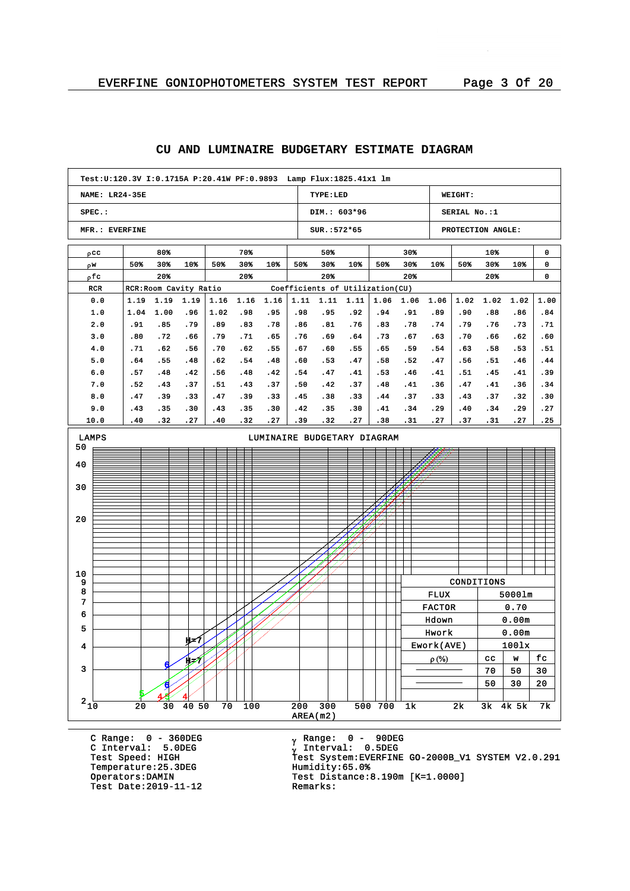## CU AND LUMINAIRE BUDGETARY ESTIMATE DIAGRAM

| Test:U:120.3V I:0.1715A P:20.41W PF:0.9893 Lamp Flux:1825.41x1 lm | | |
|---|---|---|
| NAME: LR24-35E | TYPE:LED | WEIGHT: |
| SPEC.: | DIM.: 603*96 | SERIAL No.:1 |
| MFR.: EVERFINE | SUR.:572*65 | PROTECTION ANGLE: |

| ρcc | 80% | | | 70% | | | 50% | | | 30% | | | 10% | | | 0 |
|---|---|---|---|---|---|---|---|---|---|---|---|---|---|---|---|---|
| ρw | 50% | 30% | 10% | 50% | 30% | 10% | 50% | 30% | 10% | 50% | 30% | 10% | 50% | 30% | 10% | 0 |
| ρfc | 20% | | | 20% | | | 20% | | | 20% | | | 20% | | | 0 |
| RCR | RCR:Room Cavity Ratio | | | | | | Coefficients of Utilization(CU) | | | | | | | | | |
| 0.0 | 1.19 | 1.19 | 1.19 | 1.16 | 1.16 | 1.16 | 1.11 | 1.11 | 1.11 | 1.06 | 1.06 | 1.06 | 1.02 | 1.02 | 1.02 | 1.00 |
| 1.0 | 1.04 | 1.00 | .96 | 1.02 | .98 | .95 | .98 | .95 | .92 | .94 | .91 | .89 | .90 | .88 | .86 | .84 |
| 2.0 | .91 | .85 | .79 | .89 | .83 | .78 | .86 | .81 | .76 | .83 | .78 | .74 | .79 | .76 | .73 | .71 |
| 3.0 | .80 | .72 | .66 | .79 | .71 | .65 | .76 | .69 | .64 | .73 | .67 | .63 | .70 | .66 | .62 | .60 |
| 4.0 | .71 | .62 | .56 | .70 | .62 | .55 | .67 | .60 | .55 | .65 | .59 | .54 | .63 | .58 | .53 | .51 |
| 5.0 | .64 | .55 | .48 | .62 | .54 | .48 | .60 | .53 | .47 | .58 | .52 | .47 | .56 | .51 | .46 | .44 |
| 6.0 | .57 | .48 | .42 | .56 | .48 | .42 | .54 | .47 | .41 | .53 | .46 | .41 | .51 | .45 | .41 | .39 |
| 7.0 | .52 | .43 | .37 | .51 | .43 | .37 | .50 | .42 | .37 | .48 | .41 | .36 | .47 | .41 | .36 | .34 |
| 8.0 | .47 | .39 | .33 | .47 | .39 | .33 | .45 | .38 | .33 | .44 | .37 | .33 | .43 | .37 | .32 | .30 |
| 9.0 | .43 | .35 | .30 | .43 | .35 | .30 | .42 | .35 | .30 | .41 | .34 | .29 | .40 | .34 | .29 | .27 |
| 10.0 | .40 | .32 | .27 | .40 | .32 | .27 | .39 | .32 | .27 | .38 | .31 | .27 | .37 | .31 | .27 | .25 |

### LUMINAIRE BUDGETARY DIAGRAM

LAMPS (y-axis: 2–50); AREA(m2) (x-axis: 10–7k)

| CONDITIONS | | | |
|---|---|---|---|
| FLUX | 5000lm | | |
| FACTOR | 0.70 | | |
| Hdown | 0.00m | | |
| Hwork | 0.00m | | |
| Ework(AVE) | 100lx | | |
| ρ(%) | cc | w | fc |
| | 70 | 50 | 30 |
| | 50 | 30 | 20 |

C Range: 0 - 360DEG
C Interval: 5.0DEG
Test Speed: HIGH
Temperature:25.3DEG
Operators:DAMIN
Test Date:2019-11-12

γ Range: 0 - 90DEG
γ Interval: 0.5DEG
Test System:EVERFINE GO-2000B_V1 SYSTEM V2.0.291
Humidity:65.0%
Test Distance:8.190m [K=1.0000]
Remarks: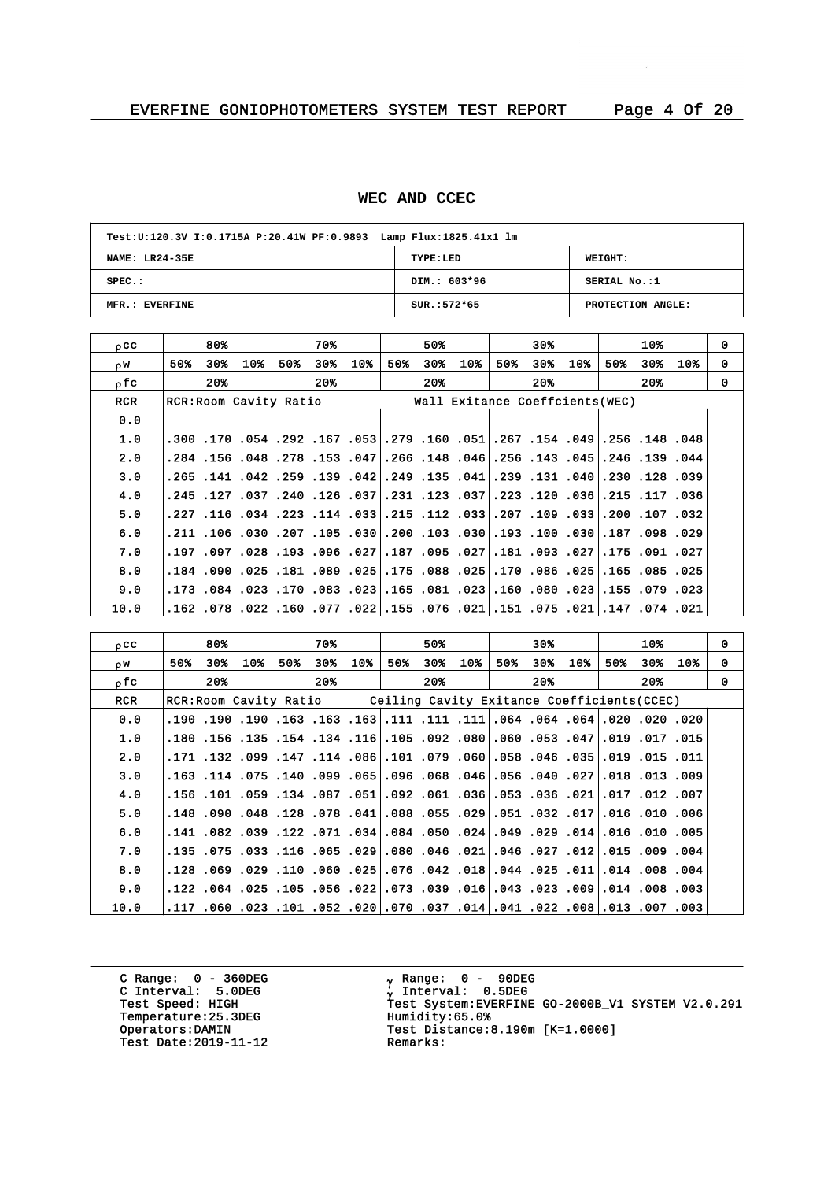# WEC AND CCEC

| Test:U:120.3V I:0.1715A P:20.41W PF:0.9893 Lamp Flux:1825.41x1 lm | | |
|---|---|---|
| NAME: LR24-35E | TYPE:LED | WEIGHT: |
| SPEC.: | DIM.: 603*96 | SERIAL No.:1 |
| MFR.: EVERFINE | SUR.:572*65 | PROTECTION ANGLE: |

| ρcc | 80% | | | 70% | | | 50% | | | 30% | | | 10% | | | 0 |
|---|---|---|---|---|---|---|---|---|---|---|---|---|---|---|---|---|
| ρw | 50% | 30% | 10% | 50% | 30% | 10% | 50% | 30% | 10% | 50% | 30% | 10% | 50% | 30% | 10% | 0 |
| ρfc | 20% | | | 20% | | | 20% | | | 20% | | | 20% | | | 0 |
| RCR | RCR:Room Cavity Ratio | | | | | | | Wall Exitance Coeffcients(WEC) | | | | | | | | |
| 0.0 | | | | | | | | | | | | | | | | |
| 1.0 | .300 | .170 | .054 | .292 | .167 | .053 | .279 | .160 | .051 | .267 | .154 | .049 | .256 | .148 | .048 | |
| 2.0 | .284 | .156 | .048 | .278 | .153 | .047 | .266 | .148 | .046 | .256 | .143 | .045 | .246 | .139 | .044 | |
| 3.0 | .265 | .141 | .042 | .259 | .139 | .042 | .249 | .135 | .041 | .239 | .131 | .040 | .230 | .128 | .039 | |
| 4.0 | .245 | .127 | .037 | .240 | .126 | .037 | .231 | .123 | .037 | .223 | .120 | .036 | .215 | .117 | .036 | |
| 5.0 | .227 | .116 | .034 | .223 | .114 | .033 | .215 | .112 | .033 | .207 | .109 | .033 | .200 | .107 | .032 | |
| 6.0 | .211 | .106 | .030 | .207 | .105 | .030 | .200 | .103 | .030 | .193 | .100 | .030 | .187 | .098 | .029 | |
| 7.0 | .197 | .097 | .028 | .193 | .096 | .027 | .187 | .095 | .027 | .181 | .093 | .027 | .175 | .091 | .027 | |
| 8.0 | .184 | .090 | .025 | .181 | .089 | .025 | .175 | .088 | .025 | .170 | .086 | .025 | .165 | .085 | .025 | |
| 9.0 | .173 | .084 | .023 | .170 | .083 | .023 | .165 | .081 | .023 | .160 | .080 | .023 | .155 | .079 | .023 | |
| 10.0 | .162 | .078 | .022 | .160 | .077 | .022 | .155 | .076 | .021 | .151 | .075 | .021 | .147 | .074 | .021 | |

| ρcc | 80% | | | 70% | | | 50% | | | 30% | | | 10% | | | 0 |
|---|---|---|---|---|---|---|---|---|---|---|---|---|---|---|---|---|
| ρw | 50% | 30% | 10% | 50% | 30% | 10% | 50% | 30% | 10% | 50% | 30% | 10% | 50% | 30% | 10% | 0 |
| ρfc | 20% | | | 20% | | | 20% | | | 20% | | | 20% | | | 0 |
| RCR | RCR:Room Cavity Ratio | | | | | | Ceiling Cavity Exitance Coefficients(CCEC) | | | | | | | | | |
| 0.0 | .190 | .190 | .190 | .163 | .163 | .163 | .111 | .111 | .111 | .064 | .064 | .064 | .020 | .020 | .020 | |
| 1.0 | .180 | .156 | .135 | .154 | .134 | .116 | .105 | .092 | .080 | .060 | .053 | .047 | .019 | .017 | .015 | |
| 2.0 | .171 | .132 | .099 | .147 | .114 | .086 | .101 | .079 | .060 | .058 | .046 | .035 | .019 | .015 | .011 | |
| 3.0 | .163 | .114 | .075 | .140 | .099 | .065 | .096 | .068 | .046 | .056 | .040 | .027 | .018 | .013 | .009 | |
| 4.0 | .156 | .101 | .059 | .134 | .087 | .051 | .092 | .061 | .036 | .053 | .036 | .021 | .017 | .012 | .007 | |
| 5.0 | .148 | .090 | .048 | .128 | .078 | .041 | .088 | .055 | .029 | .051 | .032 | .017 | .016 | .010 | .006 | |
| 6.0 | .141 | .082 | .039 | .122 | .071 | .034 | .084 | .050 | .024 | .049 | .029 | .014 | .016 | .010 | .005 | |
| 7.0 | .135 | .075 | .033 | .116 | .065 | .029 | .080 | .046 | .021 | .046 | .027 | .012 | .015 | .009 | .004 | |
| 8.0 | .128 | .069 | .029 | .110 | .060 | .025 | .076 | .042 | .018 | .044 | .025 | .011 | .014 | .008 | .004 | |
| 9.0 | .122 | .064 | .025 | .105 | .056 | .022 | .073 | .039 | .016 | .043 | .023 | .009 | .014 | .008 | .003 | |
| 10.0 | .117 | .060 | .023 | .101 | .052 | .020 | .070 | .037 | .014 | .041 | .022 | .008 | .013 | .007 | .003 | |

C Range: 0 - 360DEG
C Interval: 5.0DEG
Test Speed: HIGH
Temperature:25.3DEG
Operators:DAMIN
Test Date:2019-11-12

γ Range: 0 - 90DEG
γ Interval: 0.5DEG
Test System:EVERFINE GO-2000B_V1 SYSTEM V2.0.291
Humidity:65.0%
Test Distance:8.190m [K=1.0000]
Remarks: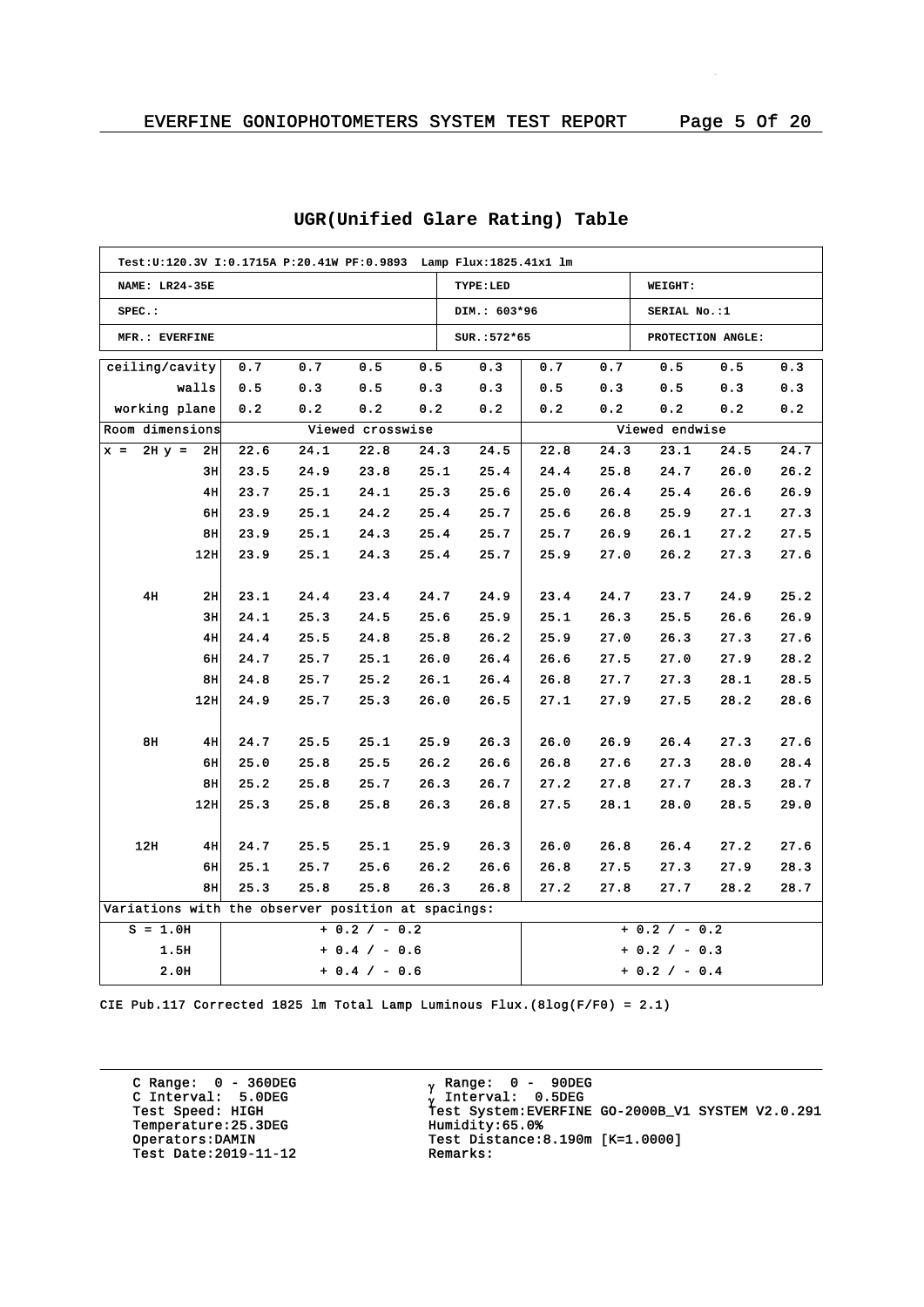# UGR(Unified Glare Rating) Table

| Test:U:120.3V I:0.1715A P:20.41W PF:0.9893 Lamp Flux:1825.41x1 lm | | |
|---|---|---|
| NAME: LR24-35E | TYPE:LED | WEIGHT: |
| SPEC.: | DIM.: 603*96 | SERIAL No.:1 |
| MFR.: EVERFINE | SUR.:572*65 | PROTECTION ANGLE: |

| ceiling/cavity | | 0.7 | 0.7 | 0.5 | 0.5 | 0.3 | 0.7 | 0.7 | 0.5 | 0.5 | 0.3 |
|---|---|---|---|---|---|---|---|---|---|---|---|
| walls | | 0.5 | 0.3 | 0.5 | 0.3 | 0.3 | 0.5 | 0.3 | 0.5 | 0.3 | 0.3 |
| working plane | | 0.2 | 0.2 | 0.2 | 0.2 | 0.2 | 0.2 | 0.2 | 0.2 | 0.2 | 0.2 |
| Room dimensions | | Viewed crosswise | | | | | Viewed endwise | | | | |
| x = 2H | y = 2H | 22.6 | 24.1 | 22.8 | 24.3 | 24.5 | 22.8 | 24.3 | 23.1 | 24.5 | 24.7 |
| | 3H | 23.5 | 24.9 | 23.8 | 25.1 | 25.4 | 24.4 | 25.8 | 24.7 | 26.0 | 26.2 |
| | 4H | 23.7 | 25.1 | 24.1 | 25.3 | 25.6 | 25.0 | 26.4 | 25.4 | 26.6 | 26.9 |
| | 6H | 23.9 | 25.1 | 24.2 | 25.4 | 25.7 | 25.6 | 26.8 | 25.9 | 27.1 | 27.3 |
| | 8H | 23.9 | 25.1 | 24.3 | 25.4 | 25.7 | 25.7 | 26.9 | 26.1 | 27.2 | 27.5 |
| | 12H | 23.9 | 25.1 | 24.3 | 25.4 | 25.7 | 25.9 | 27.0 | 26.2 | 27.3 | 27.6 |
| 4H | 2H | 23.1 | 24.4 | 23.4 | 24.7 | 24.9 | 23.4 | 24.7 | 23.7 | 24.9 | 25.2 |
| | 3H | 24.1 | 25.3 | 24.5 | 25.6 | 25.9 | 25.1 | 26.3 | 25.5 | 26.6 | 26.9 |
| | 4H | 24.4 | 25.5 | 24.8 | 25.8 | 26.2 | 25.9 | 27.0 | 26.3 | 27.3 | 27.6 |
| | 6H | 24.7 | 25.7 | 25.1 | 26.0 | 26.4 | 26.6 | 27.5 | 27.0 | 27.9 | 28.2 |
| | 8H | 24.8 | 25.7 | 25.2 | 26.1 | 26.4 | 26.8 | 27.7 | 27.3 | 28.1 | 28.5 |
| | 12H | 24.9 | 25.7 | 25.3 | 26.0 | 26.5 | 27.1 | 27.9 | 27.5 | 28.2 | 28.6 |
| 8H | 4H | 24.7 | 25.5 | 25.1 | 25.9 | 26.3 | 26.0 | 26.9 | 26.4 | 27.3 | 27.6 |
| | 6H | 25.0 | 25.8 | 25.5 | 26.2 | 26.6 | 26.8 | 27.6 | 27.3 | 28.0 | 28.4 |
| | 8H | 25.2 | 25.8 | 25.7 | 26.3 | 26.7 | 27.2 | 27.8 | 27.7 | 28.3 | 28.7 |
| | 12H | 25.3 | 25.8 | 25.8 | 26.3 | 26.8 | 27.5 | 28.1 | 28.0 | 28.5 | 29.0 |
| 12H | 4H | 24.7 | 25.5 | 25.1 | 25.9 | 26.3 | 26.0 | 26.8 | 26.4 | 27.2 | 27.6 |
| | 6H | 25.1 | 25.7 | 25.6 | 26.2 | 26.6 | 26.8 | 27.5 | 27.3 | 27.9 | 28.3 |
| | 8H | 25.3 | 25.8 | 25.8 | 26.3 | 26.8 | 27.2 | 27.8 | 27.7 | 28.2 | 28.7 |
| Variations with the observer position at spacings: | | | | | | | | | | | |
| S = 1.0H | | + 0.2 / - 0.2 | | | | | + 0.2 / - 0.2 | | | | |
| 1.5H | | + 0.4 / - 0.6 | | | | | + 0.2 / - 0.3 | | | | |
| 2.0H | | + 0.4 / - 0.6 | | | | | + 0.2 / - 0.4 | | | | |

CIE Pub.117 Corrected 1825 lm Total Lamp Luminous Flux.(8log(F/F0) = 2.1)

C Range: 0 - 360DEG
C Interval: 5.0DEG
Test Speed: HIGH
Temperature:25.3DEG
Operators:DAMIN
Test Date:2019-11-12

$\gamma$ Range: 0 - 90DEG
$\gamma$ Interval: 0.5DEG
Test System:EVERFINE GO-2000B_V1 SYSTEM V2.0.291
Humidity:65.0%
Test Distance:8.190m [K=1.0000]
Remarks: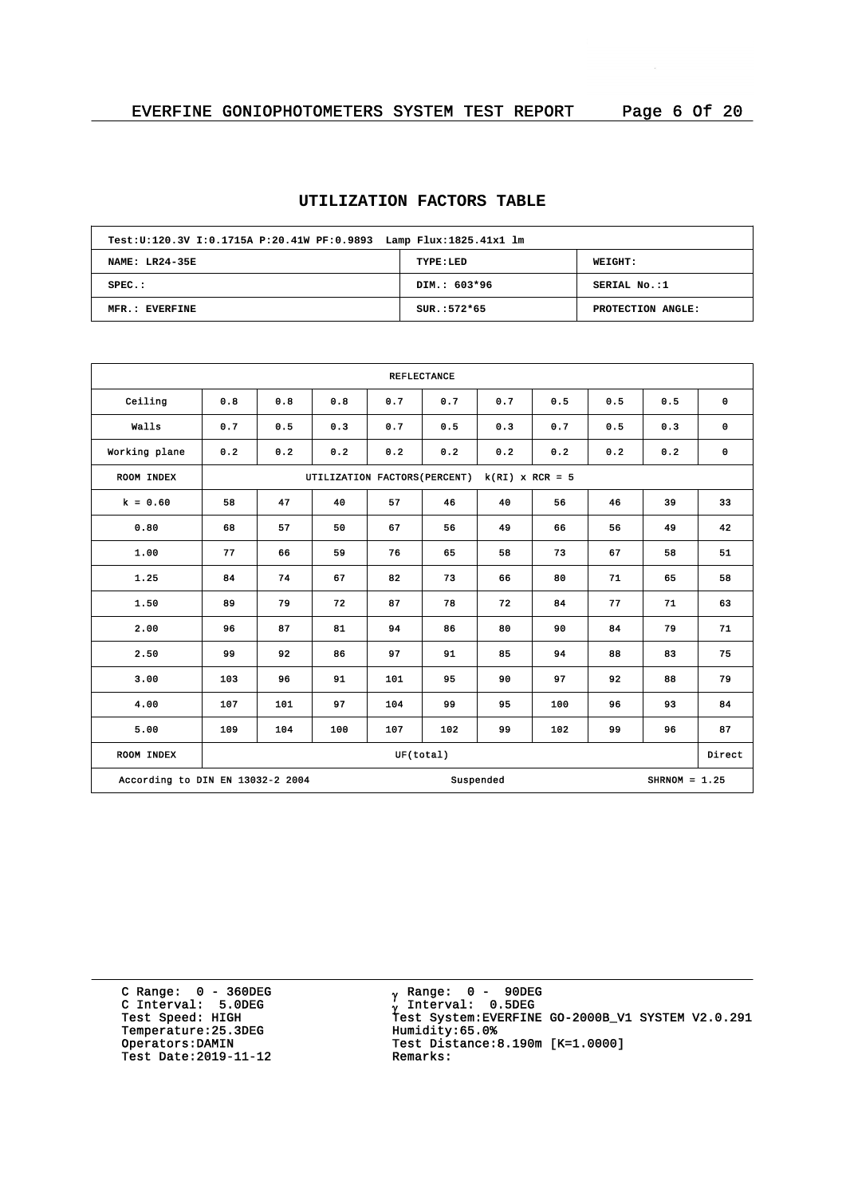## UTILIZATION FACTORS TABLE

| Test:U:120.3V I:0.1715A P:20.41W PF:0.9893 Lamp Flux:1825.41x1 lm | | |
|---|---|---|
| NAME: LR24-35E | TYPE:LED | WEIGHT: |
| SPEC.: | DIM.: 603*96 | SERIAL No.:1 |
| MFR.: EVERFINE | SUR.:572*65 | PROTECTION ANGLE: |

| REFLECTANCE | | | | | | | | | | |
|---|---|---|---|---|---|---|---|---|---|---|
| Ceiling | 0.8 | 0.8 | 0.8 | 0.7 | 0.7 | 0.7 | 0.5 | 0.5 | 0.5 | 0 |
| Walls | 0.7 | 0.5 | 0.3 | 0.7 | 0.5 | 0.3 | 0.7 | 0.5 | 0.3 | 0 |
| Working plane | 0.2 | 0.2 | 0.2 | 0.2 | 0.2 | 0.2 | 0.2 | 0.2 | 0.2 | 0 |
| ROOM INDEX | UTILIZATION FACTORS(PERCENT) k(RI) x RCR = 5 | | | | | | | | | |
| k = 0.60 | 58 | 47 | 40 | 57 | 46 | 40 | 56 | 46 | 39 | 33 |
| 0.80 | 68 | 57 | 50 | 67 | 56 | 49 | 66 | 56 | 49 | 42 |
| 1.00 | 77 | 66 | 59 | 76 | 65 | 58 | 73 | 67 | 58 | 51 |
| 1.25 | 84 | 74 | 67 | 82 | 73 | 66 | 80 | 71 | 65 | 58 |
| 1.50 | 89 | 79 | 72 | 87 | 78 | 72 | 84 | 77 | 71 | 63 |
| 2.00 | 96 | 87 | 81 | 94 | 86 | 80 | 90 | 84 | 79 | 71 |
| 2.50 | 99 | 92 | 86 | 97 | 91 | 85 | 94 | 88 | 83 | 75 |
| 3.00 | 103 | 96 | 91 | 101 | 95 | 90 | 97 | 92 | 88 | 79 |
| 4.00 | 107 | 101 | 97 | 104 | 99 | 95 | 100 | 96 | 93 | 84 |
| 5.00 | 109 | 104 | 100 | 107 | 102 | 99 | 102 | 99 | 96 | 87 |
| ROOM INDEX | UF(total) | | | | | | | | | Direct |
| According to DIN EN 13032-2 2004 | | | | Suspended | | | | SHRNOM = 1.25 | | |

C Range: 0 - 360DEG
C Interval: 5.0DEG
Test Speed: HIGH
Temperature:25.3DEG
Operators:DAMIN
Test Date:2019-11-12

γ Range: 0 - 90DEG
γ Interval: 0.5DEG
Test System:EVERFINE GO-2000B_V1 SYSTEM V2.0.291
Humidity:65.0%
Test Distance:8.190m [K=1.0000]
Remarks: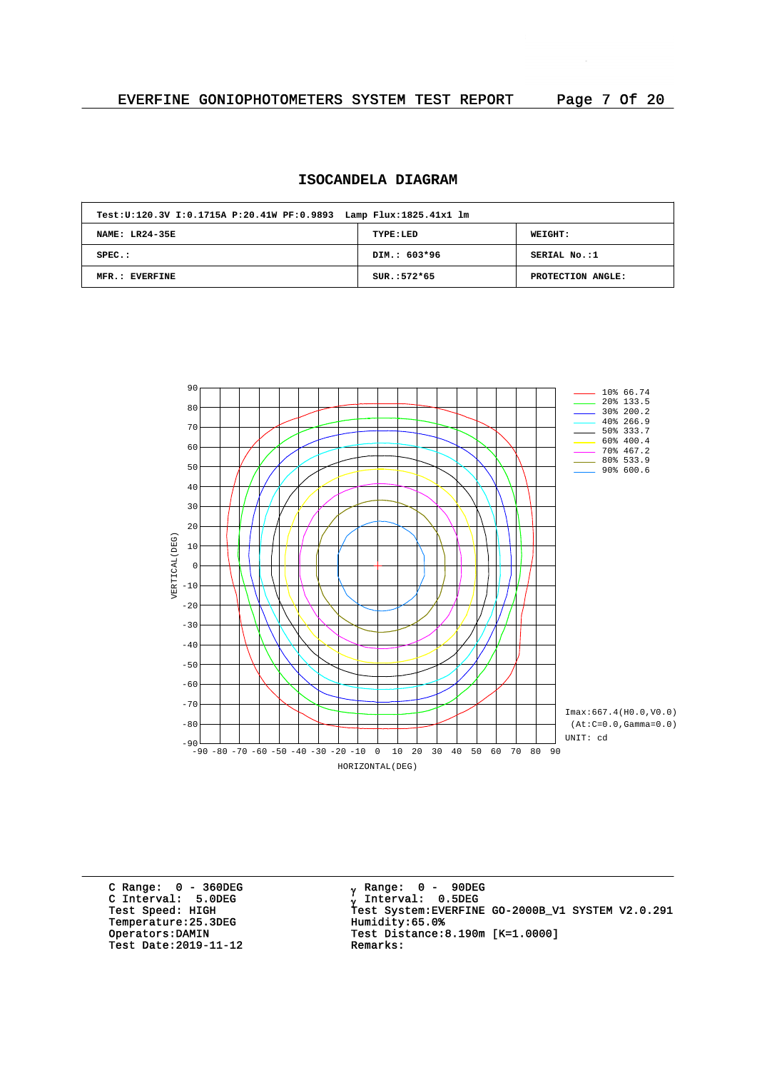# ISOCANDELA DIAGRAM

| Test:U:120.3V I:0.1715A P:20.41W PF:0.9893 Lamp Flux:1825.41x1 lm | | |
|---|---|---|
| NAME: LR24-35E | TYPE:LED | WEIGHT: |
| SPEC.: | DIM.: 603*96 | SERIAL No.:1 |
| MFR.: EVERFINE | SUR.:572*65 | PROTECTION ANGLE: |

10% 66.74
20% 133.5
30% 200.2
40% 266.9
50% 333.7
60% 400.4
70% 467.2
80% 533.9
90% 600.6

Imax:667.4(H0.0,V0.0)
(At:C=0.0,Gamma=0.0)
UNIT: cd

VERTICAL(DEG)

HORIZONTAL(DEG)

C Range: 0 - 360DEG
C Interval: 5.0DEG
Test Speed: HIGH
Temperature:25.3DEG
Operators:DAMIN
Test Date:2019-11-12

$\gamma$ Range: 0 - 90DEG
$\gamma$ Interval: 0.5DEG
Test System:EVERFINE GO-2000B_V1 SYSTEM V2.0.291
Humidity:65.0%
Test Distance:8.190m [K=1.0000]
Remarks: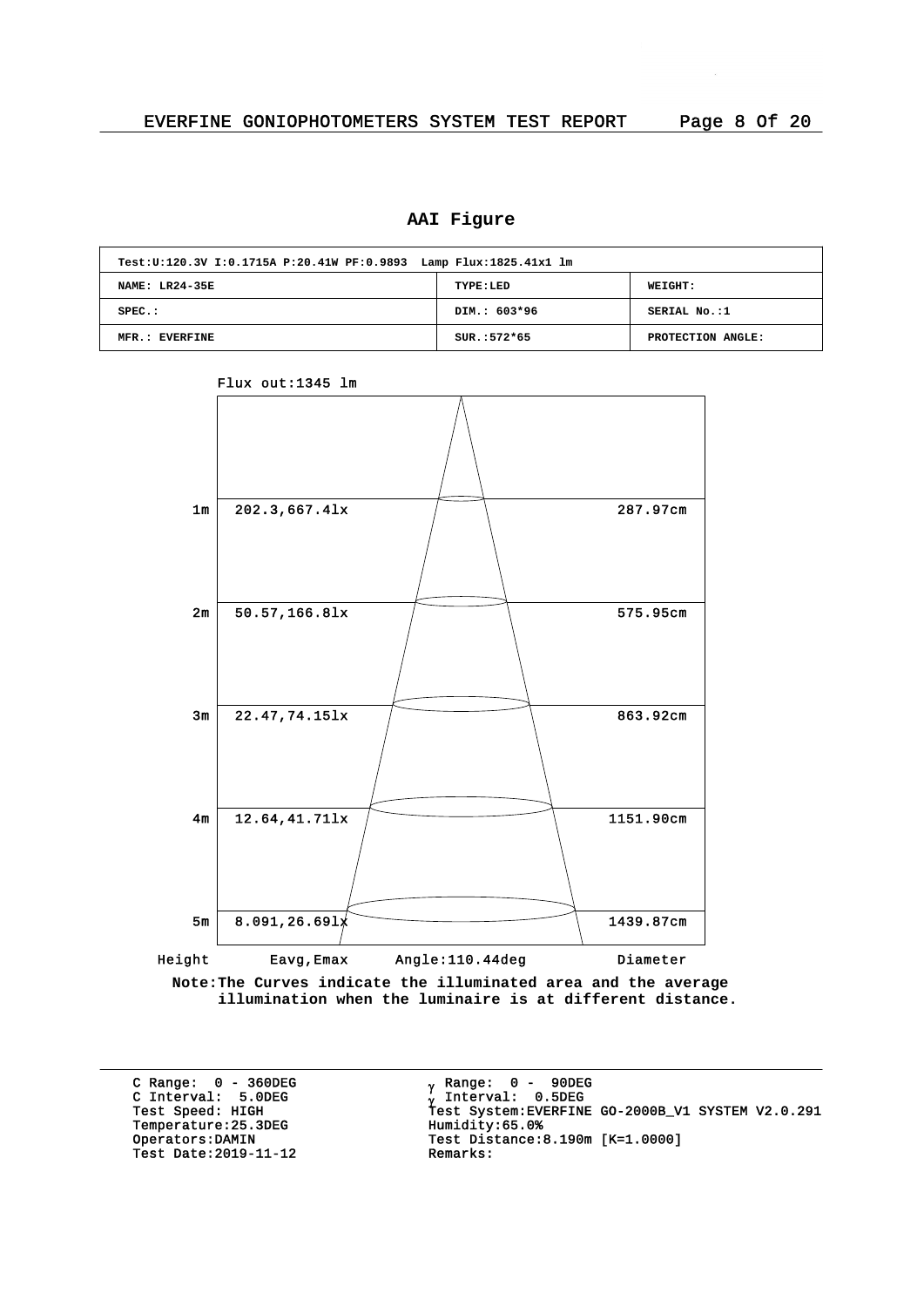## AAI Figure

| Test:U:120.3V I:0.1715A P:20.41W PF:0.9893 Lamp Flux:1825.41x1 lm | | |
|---|---|---|
| NAME: LR24-35E | TYPE:LED | WEIGHT: |
| SPEC.: | DIM.: 603*96 | SERIAL No.:1 |
| MFR.: EVERFINE | SUR.:572*65 | PROTECTION ANGLE: |

Flux out:1345 lm

| Height | Eavg,Emax | Diameter |
|---|---|---|
| 1m | 202.3,667.4lx | 287.97cm |
| 2m | 50.57,166.8lx | 575.95cm |
| 3m | 22.47,74.15lx | 863.92cm |
| 4m | 12.64,41.71lx | 1151.90cm |
| 5m | 8.091,26.69lx | 1439.87cm |

Angle:110.44deg

**Note:The Curves indicate the illuminated area and the average illumination when the luminaire is at different distance.**

C Range: 0 - 360DEG
C Interval: 5.0DEG
Test Speed: HIGH
Temperature:25.3DEG
Operators:DAMIN
Test Date:2019-11-12

γ Range: 0 - 90DEG
γ Interval: 0.5DEG
Test System:EVERFINE GO-2000B_V1 SYSTEM V2.0.291
Humidity:65.0%
Test Distance:8.190m [K=1.0000]
Remarks: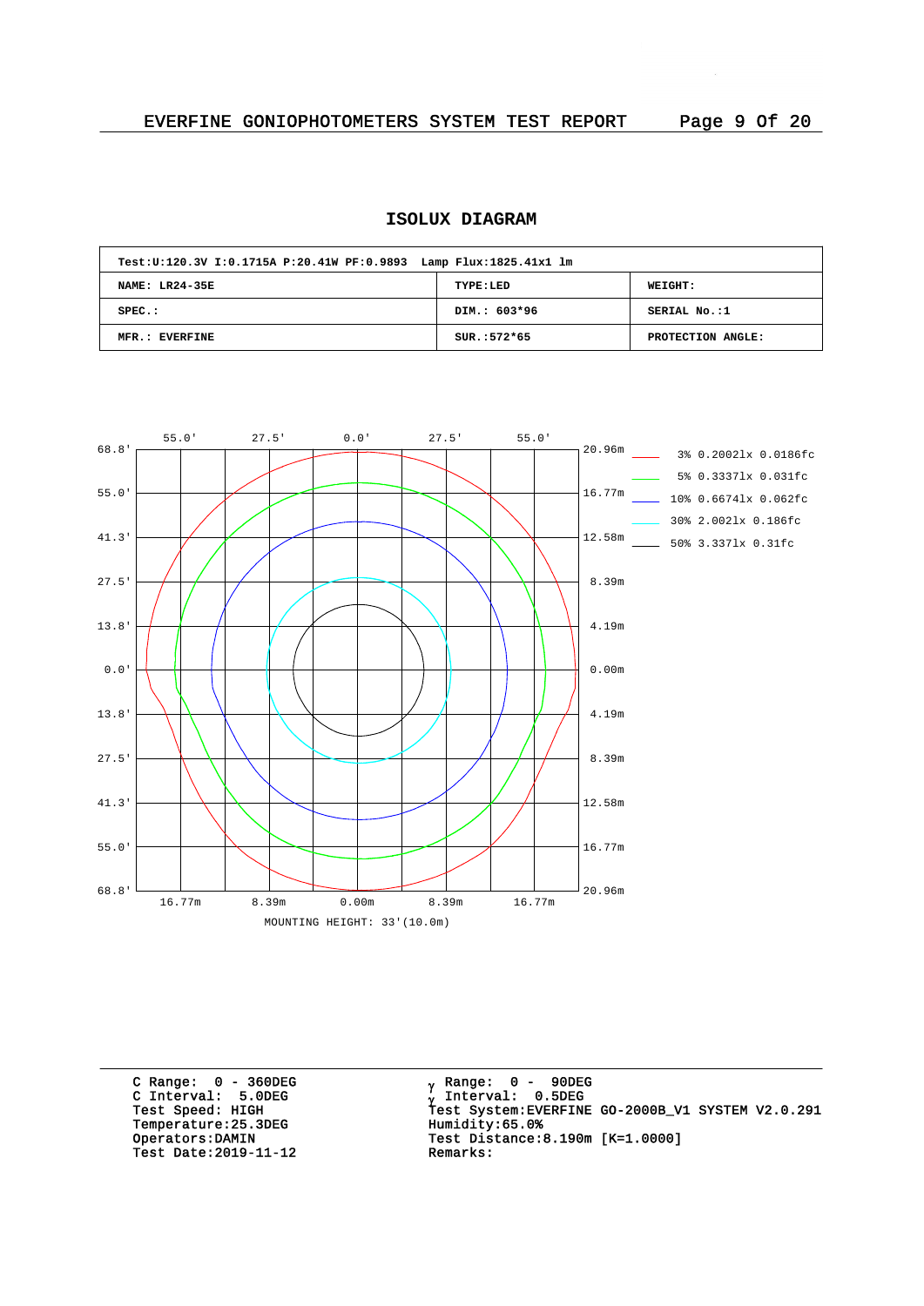## ISOLUX DIAGRAM

| Test:U:120.3V I:0.1715A P:20.41W PF:0.9893 Lamp Flux:1825.41x1 lm | | |
|---|---|---|
| NAME: LR24-35E | TYPE:LED | WEIGHT: |
| SPEC.: | DIM.: 603*96 | SERIAL No.:1 |
| MFR.: EVERFINE | SUR.:572*65 | PROTECTION ANGLE: |

55.0' 27.5' 0.0' 27.5' 55.0'

68.8' 55.0' 41.3' 27.5' 13.8' 0.0' 13.8' 27.5' 41.3' 55.0' 68.8'

20.96m 16.77m 12.58m 8.39m 4.19m 0.00m 4.19m 8.39m 12.58m 16.77m 20.96m

16.77m 8.39m 0.00m 8.39m 16.77m

3% 0.2002lx 0.0186fc
5% 0.3337lx 0.031fc
10% 0.6674lx 0.062fc
30% 2.002lx 0.186fc
50% 3.337lx 0.31fc

MOUNTING HEIGHT: 33'(10.0m)

C Range: 0 - 360DEG
C Interval: 5.0DEG
Test Speed: HIGH
Temperature:25.3DEG
Operators:DAMIN
Test Date:2019-11-12

γ Range: 0 - 90DEG
γ Interval: 0.5DEG
Test System:EVERFINE GO-2000B_V1 SYSTEM V2.0.291
Humidity:65.0%
Test Distance:8.190m [K=1.0000]
Remarks: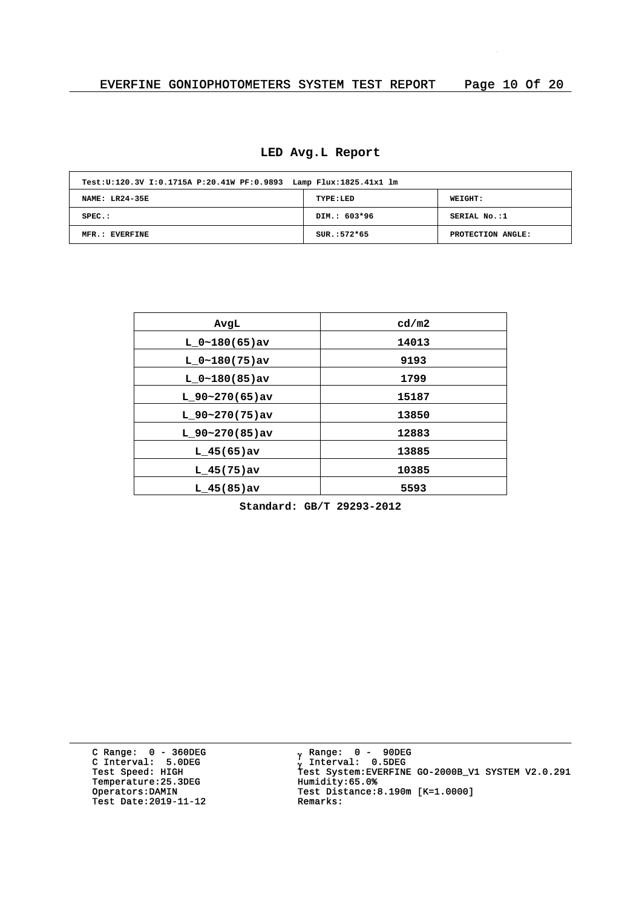## LED Avg.L Report

| Test:U:120.3V I:0.1715A P:20.41W PF:0.9893 Lamp Flux:1825.41x1 lm | | |
|---|---|---|
| NAME: LR24-35E | TYPE:LED | WEIGHT: |
| SPEC.: | DIM.: 603*96 | SERIAL No.:1 |
| MFR.: EVERFINE | SUR.:572*65 | PROTECTION ANGLE: |

| AvgL | cd/m2 |
|---|---|
| L_0~180(65)av | 14013 |
| L_0~180(75)av | 9193 |
| L_0~180(85)av | 1799 |
| L_90~270(65)av | 15187 |
| L_90~270(75)av | 13850 |
| L_90~270(85)av | 12883 |
| L_45(65)av | 13885 |
| L_45(75)av | 10385 |
| L_45(85)av | 5593 |

**Standard: GB/T 29293-2012**

C Range: 0 - 360DEG
C Interval: 5.0DEG
Test Speed: HIGH
Temperature:25.3DEG
Operators:DAMIN
Test Date:2019-11-12

γ Range: 0 - 90DEG
γ Interval: 0.5DEG
Test System:EVERFINE GO-2000B_V1 SYSTEM V2.0.291
Humidity:65.0%
Test Distance:8.190m [K=1.0000]
Remarks: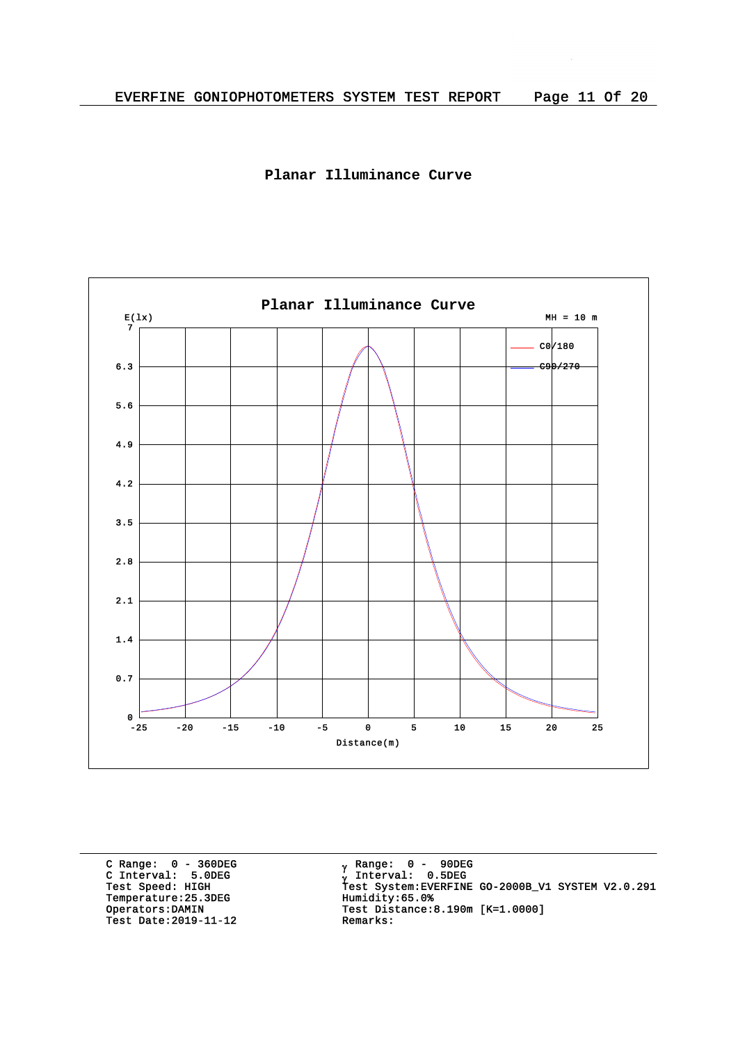# Planar Illuminance Curve

Planar Illuminance Curve

E(lx)

MH = 10 m

C0/180

C90/270

Distance(m)

```
C Range:  0 - 360DEG
C Interval:  5.0DEG
Test Speed: HIGH
Temperature:25.3DEG
Operators:DAMIN
Test Date:2019-11-12
```

```
γ Range:  0 -  90DEG
γ Interval:  0.5DEG
Test System:EVERFINE GO-2000B_V1 SYSTEM V2.0.291
Humidity:65.0%
Test Distance:8.190m [K=1.0000]
Remarks:
```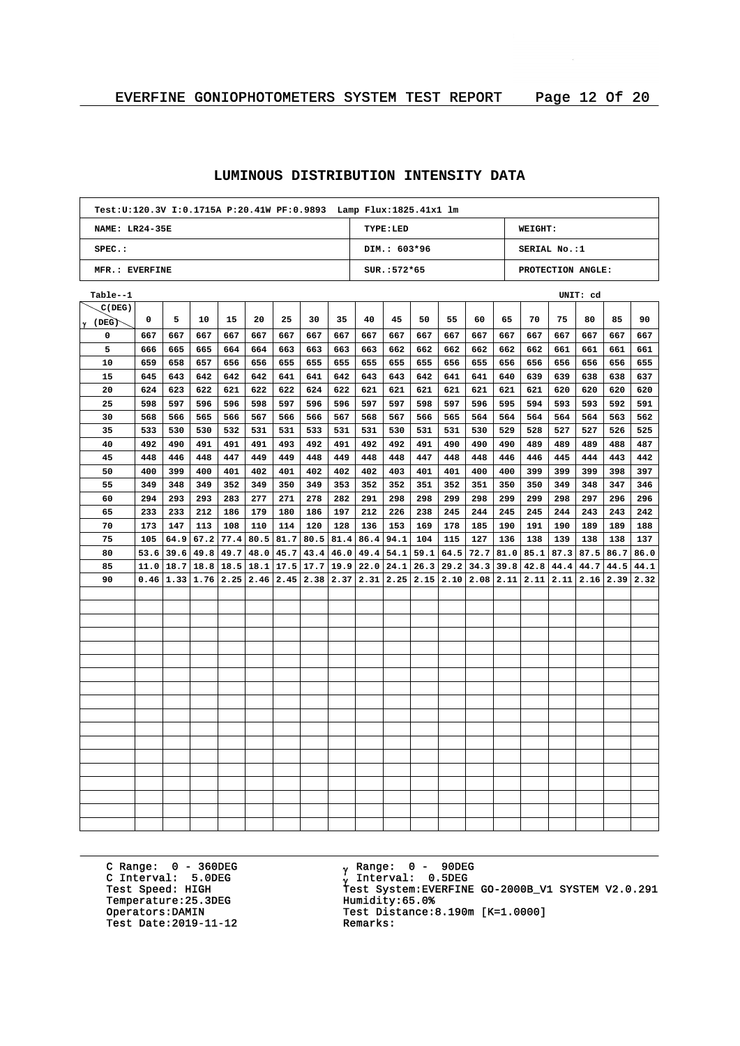## LUMINOUS DISTRIBUTION INTENSITY DATA

| Test:U:120.3V I:0.1715A P:20.41W PF:0.9893 Lamp Flux:1825.41x1 lm | | |
|---|---|---|
| NAME: LR24-35E | TYPE:LED | WEIGHT: |
| SPEC.: | DIM.: 603*96 | SERIAL No.:1 |
| MFR.: EVERFINE | SUR.:572*65 | PROTECTION ANGLE: |

Table--1 UNIT: cd

| γ (DEG) \ C(DEG) | 0 | 5 | 10 | 15 | 20 | 25 | 30 | 35 | 40 | 45 | 50 | 55 | 60 | 65 | 70 | 75 | 80 | 85 | 90 |
|---|---|---|---|---|---|---|---|---|---|---|---|---|---|---|---|---|---|---|---|
| 0 | 667 | 667 | 667 | 667 | 667 | 667 | 667 | 667 | 667 | 667 | 667 | 667 | 667 | 667 | 667 | 667 | 667 | 667 | 667 |
| 5 | 666 | 665 | 665 | 664 | 664 | 663 | 663 | 663 | 663 | 662 | 662 | 662 | 662 | 662 | 662 | 661 | 661 | 661 | 661 |
| 10 | 659 | 658 | 657 | 656 | 656 | 655 | 655 | 655 | 655 | 655 | 655 | 656 | 655 | 656 | 656 | 656 | 656 | 656 | 655 |
| 15 | 645 | 643 | 642 | 642 | 642 | 641 | 641 | 642 | 643 | 643 | 642 | 641 | 641 | 640 | 639 | 639 | 638 | 638 | 637 |
| 20 | 624 | 623 | 622 | 621 | 622 | 622 | 624 | 622 | 621 | 621 | 621 | 621 | 621 | 621 | 621 | 620 | 620 | 620 | 620 |
| 25 | 598 | 597 | 596 | 596 | 598 | 597 | 596 | 596 | 597 | 597 | 598 | 597 | 596 | 595 | 594 | 593 | 593 | 592 | 591 |
| 30 | 568 | 566 | 565 | 566 | 567 | 566 | 566 | 567 | 568 | 567 | 566 | 565 | 564 | 564 | 564 | 564 | 564 | 563 | 562 |
| 35 | 533 | 530 | 530 | 532 | 531 | 531 | 533 | 531 | 531 | 530 | 531 | 531 | 530 | 529 | 528 | 527 | 527 | 526 | 525 |
| 40 | 492 | 490 | 491 | 491 | 491 | 493 | 492 | 491 | 492 | 492 | 491 | 490 | 490 | 490 | 489 | 489 | 489 | 488 | 487 |
| 45 | 448 | 446 | 448 | 447 | 449 | 449 | 448 | 449 | 448 | 448 | 447 | 448 | 448 | 446 | 446 | 445 | 444 | 443 | 442 |
| 50 | 400 | 399 | 400 | 401 | 402 | 401 | 402 | 402 | 402 | 403 | 401 | 401 | 400 | 400 | 399 | 399 | 399 | 398 | 397 |
| 55 | 349 | 348 | 349 | 352 | 349 | 350 | 349 | 353 | 352 | 352 | 351 | 352 | 351 | 350 | 350 | 349 | 348 | 347 | 346 |
| 60 | 294 | 293 | 293 | 283 | 277 | 271 | 278 | 282 | 291 | 298 | 298 | 299 | 298 | 299 | 299 | 298 | 297 | 296 | 296 |
| 65 | 233 | 233 | 212 | 186 | 179 | 180 | 186 | 197 | 212 | 226 | 238 | 245 | 244 | 245 | 245 | 244 | 243 | 243 | 242 |
| 70 | 173 | 147 | 113 | 108 | 110 | 114 | 120 | 128 | 136 | 153 | 169 | 178 | 185 | 190 | 191 | 190 | 189 | 189 | 188 |
| 75 | 105 | 64.9 | 67.2 | 77.4 | 80.5 | 81.7 | 80.5 | 81.4 | 86.4 | 94.1 | 104 | 115 | 127 | 136 | 138 | 139 | 138 | 138 | 137 |
| 80 | 53.6 | 39.6 | 49.8 | 49.7 | 48.0 | 45.7 | 43.4 | 46.0 | 49.4 | 54.1 | 59.1 | 64.5 | 72.7 | 81.0 | 85.1 | 87.3 | 87.5 | 86.7 | 86.0 |
| 85 | 11.0 | 18.7 | 18.8 | 18.5 | 18.1 | 17.5 | 17.7 | 19.9 | 22.0 | 24.1 | 26.3 | 29.2 | 34.3 | 39.8 | 42.8 | 44.4 | 44.7 | 44.5 | 44.1 |
| 90 | 0.46 | 1.33 | 1.76 | 2.25 | 2.46 | 2.45 | 2.38 | 2.37 | 2.31 | 2.25 | 2.15 | 2.10 | 2.08 | 2.11 | 2.11 | 2.11 | 2.16 | 2.39 | 2.32 |

C Range: 0 - 360DEG
C Interval: 5.0DEG
Test Speed: HIGH
Temperature:25.3DEG
Operators:DAMIN
Test Date:2019-11-12

γ Range: 0 - 90DEG
γ Interval: 0.5DEG
Test System:EVERFINE GO-2000B_V1 SYSTEM V2.0.291
Humidity:65.0%
Test Distance:8.190m [K=1.0000]
Remarks: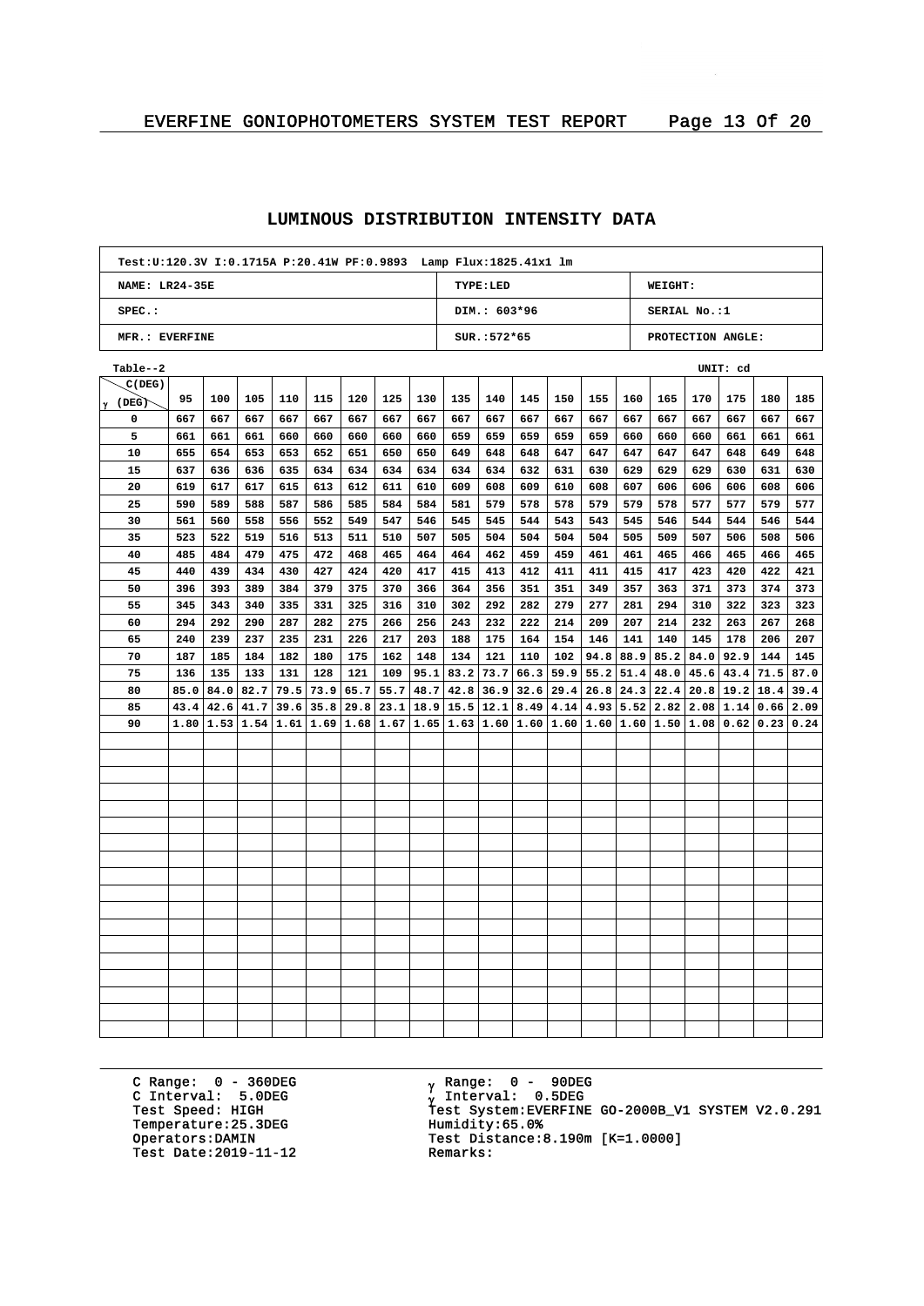## LUMINOUS DISTRIBUTION INTENSITY DATA

| Test:U:120.3V I:0.1715A P:20.41W PF:0.9893 Lamp Flux:1825.41x1 lm | | |
|---|---|---|
| NAME: LR24-35E | TYPE:LED | WEIGHT: |
| SPEC.: | DIM.: 603*96 | SERIAL No.:1 |
| MFR.: EVERFINE | SUR.:572*65 | PROTECTION ANGLE: |

Table--2 UNIT: cd

| γ (DEG) \ C(DEG) | 95 | 100 | 105 | 110 | 115 | 120 | 125 | 130 | 135 | 140 | 145 | 150 | 155 | 160 | 165 | 170 | 175 | 180 | 185 |
|---|---|---|---|---|---|---|---|---|---|---|---|---|---|---|---|---|---|---|---|
| 0 | 667 | 667 | 667 | 667 | 667 | 667 | 667 | 667 | 667 | 667 | 667 | 667 | 667 | 667 | 667 | 667 | 667 | 667 | 667 |
| 5 | 661 | 661 | 661 | 660 | 660 | 660 | 660 | 660 | 659 | 659 | 659 | 659 | 659 | 660 | 660 | 660 | 661 | 661 | 661 |
| 10 | 655 | 654 | 653 | 653 | 652 | 651 | 650 | 650 | 649 | 648 | 648 | 647 | 647 | 647 | 647 | 647 | 648 | 649 | 648 |
| 15 | 637 | 636 | 636 | 635 | 634 | 634 | 634 | 634 | 634 | 634 | 632 | 631 | 630 | 629 | 629 | 629 | 630 | 631 | 630 |
| 20 | 619 | 617 | 617 | 615 | 613 | 612 | 611 | 610 | 609 | 608 | 609 | 610 | 608 | 607 | 606 | 606 | 606 | 608 | 606 |
| 25 | 590 | 589 | 588 | 587 | 586 | 585 | 584 | 584 | 581 | 579 | 578 | 578 | 579 | 579 | 578 | 577 | 577 | 579 | 577 |
| 30 | 561 | 560 | 558 | 556 | 552 | 549 | 547 | 546 | 545 | 545 | 544 | 543 | 543 | 545 | 546 | 544 | 544 | 546 | 544 |
| 35 | 523 | 522 | 519 | 516 | 513 | 511 | 510 | 507 | 505 | 504 | 504 | 504 | 504 | 505 | 509 | 507 | 506 | 508 | 506 |
| 40 | 485 | 484 | 479 | 475 | 472 | 468 | 465 | 464 | 464 | 462 | 459 | 459 | 461 | 461 | 465 | 466 | 465 | 466 | 465 |
| 45 | 440 | 439 | 434 | 430 | 427 | 424 | 420 | 417 | 415 | 413 | 412 | 411 | 411 | 415 | 417 | 423 | 420 | 422 | 421 |
| 50 | 396 | 393 | 389 | 384 | 379 | 375 | 370 | 366 | 364 | 356 | 351 | 351 | 349 | 357 | 363 | 371 | 373 | 374 | 373 |
| 55 | 345 | 343 | 340 | 335 | 331 | 325 | 316 | 310 | 302 | 292 | 282 | 279 | 277 | 281 | 294 | 310 | 322 | 323 | 323 |
| 60 | 294 | 292 | 290 | 287 | 282 | 275 | 266 | 256 | 243 | 232 | 222 | 214 | 209 | 207 | 214 | 232 | 263 | 267 | 268 |
| 65 | 240 | 239 | 237 | 235 | 231 | 226 | 217 | 203 | 188 | 175 | 164 | 154 | 146 | 141 | 140 | 145 | 178 | 206 | 207 |
| 70 | 187 | 185 | 184 | 182 | 180 | 175 | 162 | 148 | 134 | 121 | 110 | 102 | 94.8 | 88.9 | 85.2 | 84.0 | 92.9 | 144 | 145 |
| 75 | 136 | 135 | 133 | 131 | 128 | 121 | 109 | 95.1 | 83.2 | 73.7 | 66.3 | 59.9 | 55.2 | 51.4 | 48.0 | 45.6 | 43.4 | 71.5 | 87.0 |
| 80 | 85.0 | 84.0 | 82.7 | 79.5 | 73.9 | 65.7 | 55.7 | 48.7 | 42.8 | 36.9 | 32.6 | 29.4 | 26.8 | 24.3 | 22.4 | 20.8 | 19.2 | 18.4 | 39.4 |
| 85 | 43.4 | 42.6 | 41.7 | 39.6 | 35.8 | 29.8 | 23.1 | 18.9 | 15.5 | 12.1 | 8.49 | 4.14 | 4.93 | 5.52 | 2.82 | 2.08 | 1.14 | 0.66 | 2.09 |
| 90 | 1.80 | 1.53 | 1.54 | 1.61 | 1.69 | 1.68 | 1.67 | 1.65 | 1.63 | 1.60 | 1.60 | 1.60 | 1.60 | 1.60 | 1.50 | 1.08 | 0.62 | 0.23 | 0.24 |

C Range: 0 - 360DEG
C Interval: 5.0DEG
Test Speed: HIGH
Temperature:25.3DEG
Operators:DAMIN
Test Date:2019-11-12

γ Range: 0 - 90DEG
γ Interval: 0.5DEG
Test System:EVERFINE GO-2000B_V1 SYSTEM V2.0.291
Humidity:65.0%
Test Distance:8.190m [K=1.0000]
Remarks: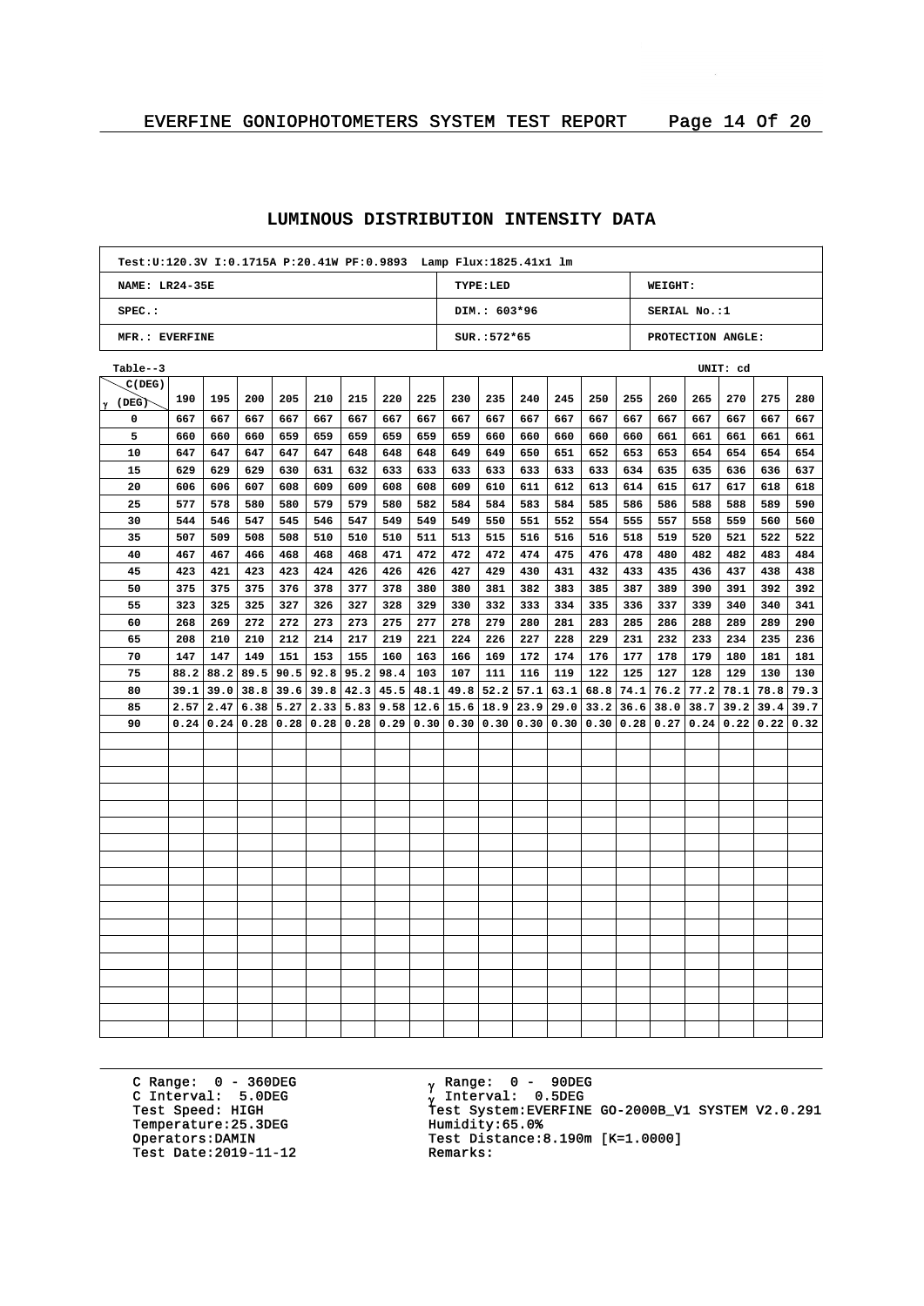## LUMINOUS DISTRIBUTION INTENSITY DATA

| Test:U:120.3V I:0.1715A P:20.41W PF:0.9893 Lamp Flux:1825.41x1 lm | | |
|---|---|---|
| NAME: LR24-35E | TYPE:LED | WEIGHT: |
| SPEC.: | DIM.: 603*96 | SERIAL No.:1 |
| MFR.: EVERFINE | SUR.:572*65 | PROTECTION ANGLE: |

Table--3 UNIT: cd

| γ (DEG) \ C(DEG) | 190 | 195 | 200 | 205 | 210 | 215 | 220 | 225 | 230 | 235 | 240 | 245 | 250 | 255 | 260 | 265 | 270 | 275 | 280 |
|---|---|---|---|---|---|---|---|---|---|---|---|---|---|---|---|---|---|---|---|
| 0 | 667 | 667 | 667 | 667 | 667 | 667 | 667 | 667 | 667 | 667 | 667 | 667 | 667 | 667 | 667 | 667 | 667 | 667 | 667 |
| 5 | 660 | 660 | 660 | 659 | 659 | 659 | 659 | 659 | 659 | 660 | 660 | 660 | 660 | 660 | 661 | 661 | 661 | 661 | 661 |
| 10 | 647 | 647 | 647 | 647 | 647 | 648 | 648 | 648 | 649 | 649 | 650 | 651 | 652 | 653 | 653 | 654 | 654 | 654 | 654 |
| 15 | 629 | 629 | 629 | 630 | 631 | 632 | 633 | 633 | 633 | 633 | 633 | 633 | 633 | 634 | 635 | 635 | 636 | 636 | 637 |
| 20 | 606 | 606 | 607 | 608 | 609 | 609 | 608 | 608 | 609 | 610 | 611 | 612 | 613 | 614 | 615 | 617 | 617 | 618 | 618 |
| 25 | 577 | 578 | 580 | 580 | 579 | 579 | 580 | 582 | 584 | 584 | 583 | 584 | 585 | 586 | 586 | 588 | 588 | 589 | 590 |
| 30 | 544 | 546 | 547 | 545 | 546 | 547 | 549 | 549 | 549 | 550 | 551 | 552 | 554 | 555 | 557 | 558 | 559 | 560 | 560 |
| 35 | 507 | 509 | 508 | 508 | 510 | 510 | 510 | 511 | 513 | 515 | 516 | 516 | 516 | 518 | 519 | 520 | 521 | 522 | 522 |
| 40 | 467 | 467 | 466 | 468 | 468 | 468 | 471 | 472 | 472 | 472 | 474 | 475 | 476 | 478 | 480 | 482 | 482 | 483 | 484 |
| 45 | 423 | 421 | 423 | 423 | 424 | 426 | 426 | 426 | 427 | 429 | 430 | 431 | 432 | 433 | 435 | 436 | 437 | 438 | 438 |
| 50 | 375 | 375 | 375 | 376 | 378 | 377 | 378 | 380 | 380 | 381 | 382 | 383 | 385 | 387 | 389 | 390 | 391 | 392 | 392 |
| 55 | 323 | 325 | 325 | 327 | 326 | 327 | 328 | 329 | 330 | 332 | 333 | 334 | 335 | 336 | 337 | 339 | 340 | 340 | 341 |
| 60 | 268 | 269 | 272 | 272 | 273 | 273 | 275 | 277 | 278 | 279 | 280 | 281 | 283 | 285 | 286 | 288 | 289 | 289 | 290 |
| 65 | 208 | 210 | 210 | 212 | 214 | 217 | 219 | 221 | 224 | 226 | 227 | 228 | 229 | 231 | 232 | 233 | 234 | 235 | 236 |
| 70 | 147 | 147 | 149 | 151 | 153 | 155 | 160 | 163 | 166 | 169 | 172 | 174 | 176 | 177 | 178 | 179 | 180 | 181 | 181 |
| 75 | 88.2 | 88.2 | 89.5 | 90.5 | 92.8 | 95.2 | 98.4 | 103 | 107 | 111 | 116 | 119 | 122 | 125 | 127 | 128 | 129 | 130 | 130 |
| 80 | 39.1 | 39.0 | 38.8 | 39.6 | 39.8 | 42.3 | 45.5 | 48.1 | 49.8 | 52.2 | 57.1 | 63.1 | 68.8 | 74.1 | 76.2 | 77.2 | 78.1 | 78.8 | 79.3 |
| 85 | 2.57 | 2.47 | 6.38 | 5.27 | 2.33 | 5.83 | 9.58 | 12.6 | 15.6 | 18.9 | 23.9 | 29.0 | 33.2 | 36.6 | 38.0 | 38.7 | 39.2 | 39.4 | 39.7 |
| 90 | 0.24 | 0.24 | 0.28 | 0.28 | 0.28 | 0.28 | 0.29 | 0.30 | 0.30 | 0.30 | 0.30 | 0.30 | 0.30 | 0.28 | 0.27 | 0.24 | 0.22 | 0.22 | 0.32 |

C Range: 0 - 360DEG
C Interval: 5.0DEG
Test Speed: HIGH
Temperature:25.3DEG
Operators:DAMIN
Test Date:2019-11-12

γ Range: 0 - 90DEG
γ Interval: 0.5DEG
Test System:EVERFINE GO-2000B_V1 SYSTEM V2.0.291
Humidity:65.0%
Test Distance:8.190m [K=1.0000]
Remarks: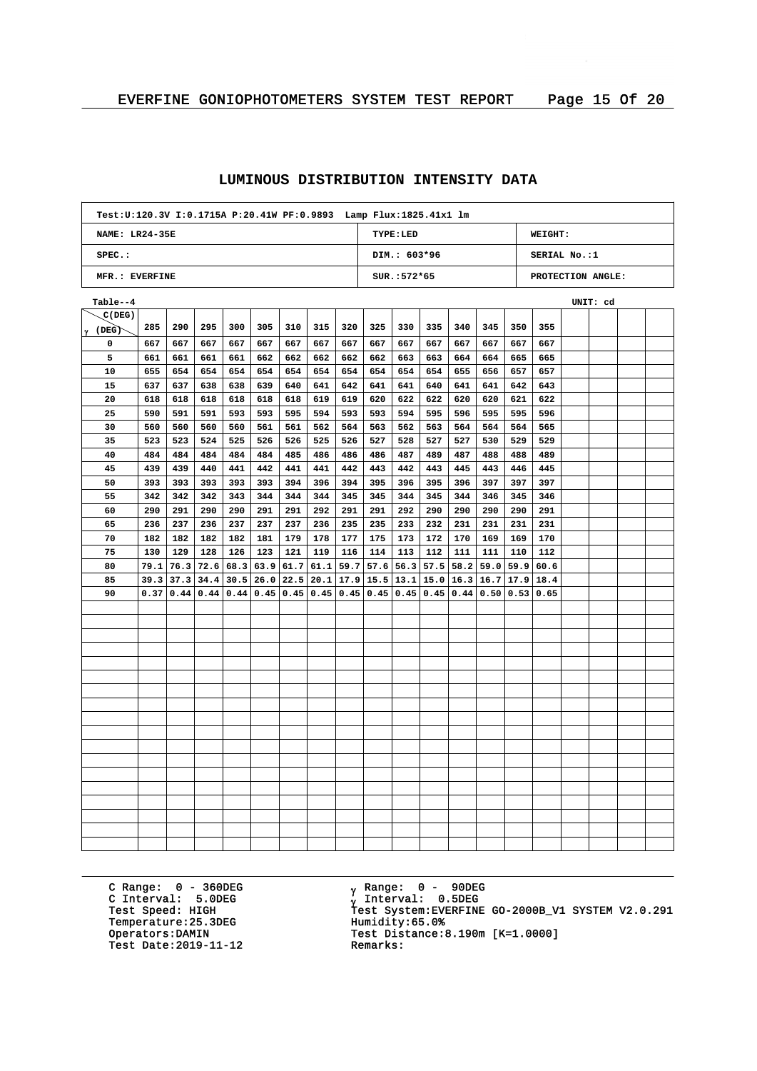## LUMINOUS DISTRIBUTION INTENSITY DATA

| Test:U:120.3V I:0.1715A P:20.41W PF:0.9893 Lamp Flux:1825.41x1 lm | | |
|---|---|---|
| NAME: LR24-35E | TYPE:LED | WEIGHT: |
| SPEC.: | DIM.: 603*96 | SERIAL No.:1 |
| MFR.: EVERFINE | SUR.:572*65 | PROTECTION ANGLE: |

Table--4 UNIT: cd

| γ (DEG) \ C(DEG) | 285 | 290 | 295 | 300 | 305 | 310 | 315 | 320 | 325 | 330 | 335 | 340 | 345 | 350 | 355 |
|---|---|---|---|---|---|---|---|---|---|---|---|---|---|---|---|
| 0 | 667 | 667 | 667 | 667 | 667 | 667 | 667 | 667 | 667 | 667 | 667 | 667 | 667 | 667 | 667 |
| 5 | 661 | 661 | 661 | 661 | 662 | 662 | 662 | 662 | 662 | 663 | 663 | 664 | 664 | 665 | 665 |
| 10 | 655 | 654 | 654 | 654 | 654 | 654 | 654 | 654 | 654 | 654 | 654 | 655 | 656 | 657 | 657 |
| 15 | 637 | 637 | 638 | 638 | 639 | 640 | 641 | 642 | 641 | 641 | 640 | 641 | 641 | 642 | 643 |
| 20 | 618 | 618 | 618 | 618 | 618 | 618 | 619 | 619 | 620 | 622 | 622 | 620 | 620 | 621 | 622 |
| 25 | 590 | 591 | 591 | 593 | 593 | 595 | 594 | 593 | 593 | 594 | 595 | 596 | 595 | 595 | 596 |
| 30 | 560 | 560 | 560 | 560 | 561 | 561 | 562 | 564 | 563 | 562 | 563 | 564 | 564 | 564 | 565 |
| 35 | 523 | 523 | 524 | 525 | 526 | 526 | 525 | 526 | 527 | 528 | 527 | 527 | 530 | 529 | 529 |
| 40 | 484 | 484 | 484 | 484 | 484 | 485 | 486 | 486 | 486 | 487 | 489 | 487 | 488 | 488 | 489 |
| 45 | 439 | 439 | 440 | 441 | 442 | 441 | 441 | 442 | 443 | 442 | 443 | 445 | 443 | 446 | 445 |
| 50 | 393 | 393 | 393 | 393 | 393 | 394 | 396 | 394 | 395 | 396 | 395 | 396 | 397 | 397 | 397 |
| 55 | 342 | 342 | 342 | 343 | 344 | 344 | 344 | 345 | 345 | 344 | 345 | 344 | 346 | 345 | 346 |
| 60 | 290 | 291 | 290 | 290 | 291 | 291 | 292 | 291 | 291 | 292 | 290 | 290 | 290 | 290 | 291 |
| 65 | 236 | 237 | 236 | 237 | 237 | 237 | 236 | 235 | 235 | 233 | 232 | 231 | 231 | 231 | 231 |
| 70 | 182 | 182 | 182 | 182 | 181 | 179 | 178 | 177 | 175 | 173 | 172 | 170 | 169 | 169 | 170 |
| 75 | 130 | 129 | 128 | 126 | 123 | 121 | 119 | 116 | 114 | 113 | 112 | 111 | 111 | 110 | 112 |
| 80 | 79.1 | 76.3 | 72.6 | 68.3 | 63.9 | 61.7 | 61.1 | 59.7 | 57.6 | 56.3 | 57.5 | 58.2 | 59.0 | 59.9 | 60.6 |
| 85 | 39.3 | 37.3 | 34.4 | 30.5 | 26.0 | 22.5 | 20.1 | 17.9 | 15.5 | 13.1 | 15.0 | 16.3 | 16.7 | 17.9 | 18.4 |
| 90 | 0.37 | 0.44 | 0.44 | 0.44 | 0.45 | 0.45 | 0.45 | 0.45 | 0.45 | 0.45 | 0.45 | 0.44 | 0.50 | 0.53 | 0.65 |

C Range: 0 - 360DEG
C Interval: 5.0DEG
Test Speed: HIGH
Temperature:25.3DEG
Operators:DAMIN
Test Date:2019-11-12

γ Range: 0 - 90DEG
γ Interval: 0.5DEG
Test System:EVERFINE GO-2000B_V1 SYSTEM V2.0.291
Humidity:65.0%
Test Distance:8.190m [K=1.0000]
Remarks: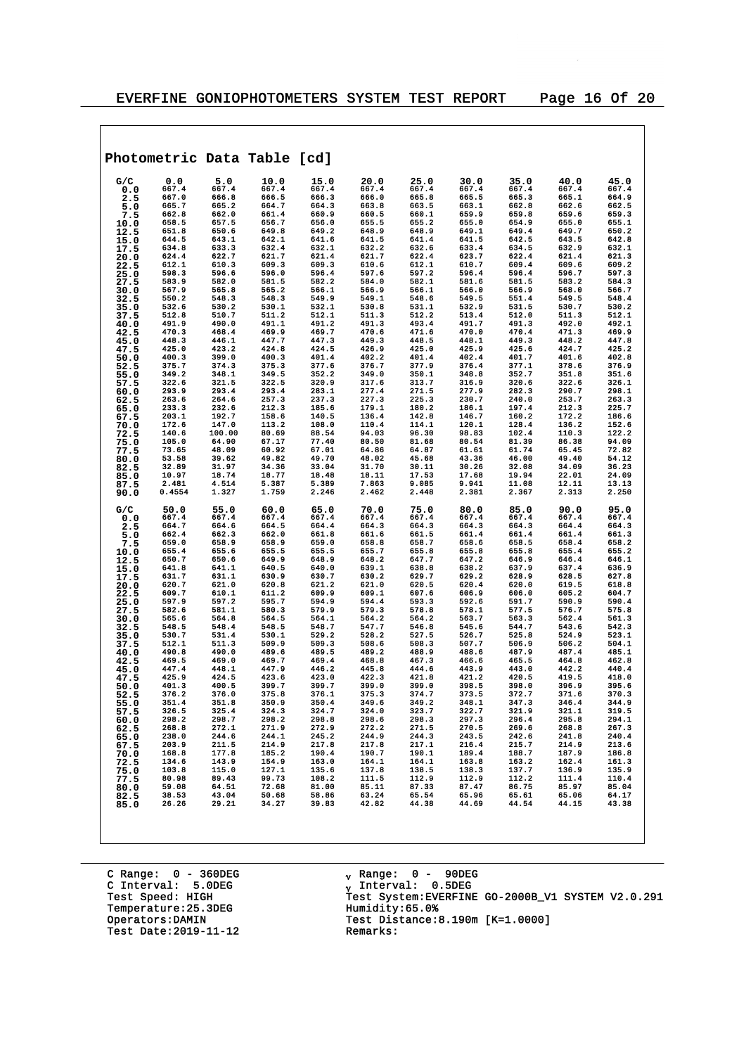## Photometric Data Table [cd]

| G/C | 0.0 | 5.0 | 10.0 | 15.0 | 20.0 | 25.0 | 30.0 | 35.0 | 40.0 | 45.0 |
|---|---|---|---|---|---|---|---|---|---|---|
| 0.0 | 667.4 | 667.4 | 667.4 | 667.4 | 667.4 | 667.4 | 667.4 | 667.4 | 667.4 | 667.4 |
| 2.5 | 667.0 | 666.8 | 666.5 | 666.3 | 666.0 | 665.8 | 665.5 | 665.3 | 665.1 | 664.9 |
| 5.0 | 665.7 | 665.2 | 664.7 | 664.3 | 663.8 | 663.5 | 663.1 | 662.8 | 662.6 | 662.5 |
| 7.5 | 662.8 | 662.0 | 661.4 | 660.9 | 660.5 | 660.1 | 659.9 | 659.8 | 659.6 | 659.3 |
| 10.0 | 658.5 | 657.5 | 656.7 | 656.0 | 655.5 | 655.2 | 655.0 | 654.9 | 655.0 | 655.1 |
| 12.5 | 651.8 | 650.6 | 649.8 | 649.2 | 648.9 | 648.9 | 649.1 | 649.4 | 649.7 | 650.2 |
| 15.0 | 644.5 | 643.1 | 642.1 | 641.6 | 641.5 | 641.4 | 641.5 | 642.5 | 643.5 | 642.8 |
| 17.5 | 634.8 | 633.3 | 632.4 | 632.1 | 632.2 | 632.6 | 633.4 | 634.5 | 632.9 | 632.1 |
| 20.0 | 624.4 | 622.7 | 621.7 | 621.4 | 621.7 | 622.4 | 623.7 | 622.4 | 621.4 | 621.3 |
| 22.5 | 612.1 | 610.3 | 609.3 | 609.3 | 610.6 | 612.1 | 610.7 | 609.4 | 609.6 | 609.2 |
| 25.0 | 598.3 | 596.6 | 596.0 | 596.4 | 597.6 | 597.2 | 596.4 | 596.4 | 596.7 | 597.3 |
| 27.5 | 583.9 | 582.0 | 581.5 | 582.2 | 584.0 | 582.1 | 581.6 | 581.5 | 583.2 | 584.3 |
| 30.0 | 567.9 | 565.8 | 565.2 | 566.1 | 566.9 | 566.1 | 566.0 | 566.9 | 568.0 | 566.7 |
| 32.5 | 550.2 | 548.3 | 548.3 | 549.9 | 549.1 | 548.6 | 549.5 | 551.4 | 549.5 | 548.4 |
| 35.0 | 532.6 | 530.2 | 530.1 | 532.1 | 530.8 | 531.1 | 532.9 | 531.5 | 530.7 | 530.2 |
| 37.5 | 512.8 | 510.7 | 511.2 | 512.1 | 511.3 | 512.2 | 513.4 | 512.0 | 511.3 | 512.1 |
| 40.0 | 491.9 | 490.0 | 491.1 | 491.2 | 491.3 | 493.4 | 491.7 | 491.3 | 492.0 | 492.1 |
| 42.5 | 470.3 | 468.4 | 469.9 | 469.7 | 470.6 | 471.6 | 470.0 | 470.4 | 471.3 | 469.9 |
| 45.0 | 448.3 | 446.1 | 447.7 | 447.3 | 449.3 | 448.5 | 448.1 | 449.3 | 448.2 | 447.8 |
| 47.5 | 425.0 | 423.2 | 424.8 | 424.5 | 426.9 | 425.0 | 425.9 | 425.6 | 424.7 | 425.2 |
| 50.0 | 400.3 | 399.0 | 400.3 | 401.4 | 402.2 | 401.4 | 402.4 | 401.7 | 401.6 | 402.8 |
| 52.5 | 375.7 | 374.3 | 375.3 | 377.6 | 376.7 | 377.9 | 376.4 | 377.1 | 378.6 | 376.9 |
| 55.0 | 349.2 | 348.1 | 349.5 | 352.2 | 349.0 | 350.1 | 348.8 | 352.7 | 351.8 | 351.6 |
| 57.5 | 322.6 | 321.5 | 322.5 | 320.9 | 317.6 | 313.7 | 316.9 | 320.6 | 322.6 | 326.1 |
| 60.0 | 293.9 | 293.4 | 293.4 | 283.1 | 277.4 | 271.5 | 277.9 | 282.3 | 290.7 | 298.1 |
| 62.5 | 263.6 | 264.6 | 257.3 | 237.3 | 227.3 | 225.3 | 230.7 | 240.0 | 253.7 | 263.3 |
| 65.0 | 233.3 | 232.6 | 212.3 | 185.6 | 179.1 | 180.2 | 186.1 | 197.4 | 212.3 | 225.7 |
| 67.5 | 203.1 | 192.7 | 158.6 | 140.5 | 136.4 | 142.8 | 146.7 | 160.2 | 172.2 | 186.6 |
| 70.0 | 172.6 | 147.0 | 113.2 | 108.0 | 110.4 | 114.1 | 120.1 | 128.4 | 136.2 | 152.6 |
| 72.5 | 140.6 | 100.00 | 80.69 | 88.54 | 94.03 | 96.30 | 98.83 | 102.4 | 110.3 | 122.2 |
| 75.0 | 105.0 | 64.90 | 67.17 | 77.40 | 80.50 | 81.68 | 80.54 | 81.39 | 86.38 | 94.09 |
| 77.5 | 73.65 | 48.09 | 60.92 | 67.01 | 64.86 | 64.87 | 61.61 | 61.74 | 65.45 | 72.82 |
| 80.0 | 53.58 | 39.62 | 49.82 | 49.70 | 48.02 | 45.68 | 43.36 | 46.00 | 49.40 | 54.12 |
| 82.5 | 32.89 | 31.97 | 34.36 | 33.04 | 31.70 | 30.11 | 30.26 | 32.08 | 34.09 | 36.23 |
| 85.0 | 10.97 | 18.74 | 18.77 | 18.48 | 18.11 | 17.53 | 17.68 | 19.94 | 22.01 | 24.09 |
| 87.5 | 2.481 | 4.514 | 5.387 | 5.389 | 7.863 | 9.085 | 9.941 | 11.08 | 12.11 | 13.13 |
| 90.0 | 0.4554 | 1.327 | 1.759 | 2.246 | 2.462 | 2.448 | 2.381 | 2.367 | 2.313 | 2.250 |

| G/C | 50.0 | 55.0 | 60.0 | 65.0 | 70.0 | 75.0 | 80.0 | 85.0 | 90.0 | 95.0 |
|---|---|---|---|---|---|---|---|---|---|---|
| 0.0 | 667.4 | 667.4 | 667.4 | 667.4 | 667.4 | 667.4 | 667.4 | 667.4 | 667.4 | 667.4 |
| 2.5 | 664.7 | 664.6 | 664.5 | 664.4 | 664.3 | 664.3 | 664.3 | 664.3 | 664.4 | 664.3 |
| 5.0 | 662.4 | 662.3 | 662.0 | 661.8 | 661.6 | 661.5 | 661.4 | 661.4 | 661.4 | 661.3 |
| 7.5 | 659.0 | 658.9 | 658.9 | 659.0 | 658.8 | 658.7 | 658.6 | 658.5 | 658.4 | 658.2 |
| 10.0 | 655.4 | 655.6 | 655.5 | 655.5 | 655.7 | 655.8 | 655.8 | 655.8 | 655.4 | 655.2 |
| 12.5 | 650.7 | 650.6 | 649.9 | 648.9 | 648.2 | 647.7 | 647.2 | 646.9 | 646.4 | 646.1 |
| 15.0 | 641.8 | 641.1 | 640.5 | 640.0 | 639.1 | 638.8 | 638.2 | 637.9 | 637.4 | 636.9 |
| 17.5 | 631.7 | 631.1 | 630.9 | 630.7 | 630.2 | 629.7 | 629.2 | 628.9 | 628.5 | 627.8 |
| 20.0 | 620.7 | 621.0 | 620.8 | 621.2 | 621.0 | 620.5 | 620.4 | 620.0 | 619.5 | 618.8 |
| 22.5 | 609.7 | 610.1 | 611.2 | 609.9 | 609.1 | 607.6 | 606.9 | 606.0 | 605.2 | 604.7 |
| 25.0 | 597.9 | 597.2 | 595.7 | 594.9 | 594.4 | 593.3 | 592.6 | 591.7 | 590.9 | 590.4 |
| 27.5 | 582.6 | 581.1 | 580.3 | 579.9 | 579.3 | 578.8 | 578.1 | 577.5 | 576.7 | 575.8 |
| 30.0 | 565.6 | 564.8 | 564.5 | 564.1 | 564.2 | 564.2 | 563.7 | 563.3 | 562.4 | 561.3 |
| 32.5 | 548.5 | 548.4 | 548.5 | 548.7 | 547.7 | 546.8 | 545.6 | 544.7 | 543.6 | 542.3 |
| 35.0 | 530.7 | 531.4 | 530.1 | 529.2 | 528.2 | 527.5 | 526.7 | 525.8 | 524.9 | 523.1 |
| 37.5 | 512.1 | 511.3 | 509.9 | 509.3 | 508.6 | 508.3 | 507.7 | 506.9 | 506.2 | 504.1 |
| 40.0 | 490.8 | 490.0 | 489.6 | 489.5 | 489.2 | 488.9 | 488.6 | 487.9 | 487.4 | 485.1 |
| 42.5 | 469.5 | 469.0 | 469.7 | 469.4 | 468.8 | 467.3 | 466.6 | 465.5 | 464.8 | 462.8 |
| 45.0 | 447.4 | 448.1 | 447.9 | 446.2 | 445.8 | 444.6 | 443.9 | 443.0 | 442.2 | 440.4 |
| 47.5 | 425.9 | 424.5 | 423.6 | 423.0 | 422.3 | 421.8 | 421.2 | 420.5 | 419.5 | 418.0 |
| 50.0 | 401.3 | 400.5 | 399.7 | 399.7 | 399.0 | 399.0 | 398.5 | 398.0 | 396.9 | 395.6 |
| 52.5 | 376.2 | 376.0 | 375.8 | 376.1 | 375.3 | 374.7 | 373.5 | 372.7 | 371.6 | 370.3 |
| 55.0 | 351.4 | 351.8 | 350.9 | 350.4 | 349.6 | 349.2 | 348.1 | 347.3 | 346.4 | 344.9 |
| 57.5 | 326.5 | 325.4 | 324.3 | 324.7 | 324.0 | 323.7 | 322.7 | 321.9 | 321.1 | 319.5 |
| 60.0 | 298.2 | 298.7 | 298.2 | 298.8 | 298.6 | 298.3 | 297.3 | 296.4 | 295.8 | 294.1 |
| 62.5 | 268.8 | 272.1 | 271.9 | 272.9 | 272.2 | 271.5 | 270.5 | 269.6 | 268.8 | 267.3 |
| 65.0 | 238.0 | 244.6 | 244.1 | 245.2 | 244.9 | 244.3 | 243.5 | 242.6 | 241.8 | 240.4 |
| 67.5 | 203.9 | 211.5 | 214.9 | 217.8 | 217.8 | 217.1 | 216.4 | 215.7 | 214.9 | 213.6 |
| 70.0 | 168.8 | 177.8 | 185.2 | 190.4 | 190.7 | 190.1 | 189.4 | 188.7 | 187.9 | 186.8 |
| 72.5 | 134.6 | 143.9 | 154.9 | 163.0 | 164.1 | 164.1 | 163.8 | 163.2 | 162.4 | 161.3 |
| 75.0 | 103.8 | 115.0 | 127.1 | 135.6 | 137.8 | 138.5 | 138.3 | 137.7 | 136.9 | 135.9 |
| 77.5 | 80.98 | 89.43 | 99.73 | 108.2 | 111.5 | 112.9 | 112.9 | 112.2 | 111.4 | 110.4 |
| 80.0 | 59.08 | 64.51 | 72.68 | 81.00 | 85.11 | 87.33 | 87.47 | 86.75 | 85.97 | 85.04 |
| 82.5 | 38.53 | 43.04 | 50.68 | 58.86 | 63.24 | 65.54 | 65.96 | 65.61 | 65.06 | 64.17 |
| 85.0 | 26.26 | 29.21 | 34.27 | 39.83 | 42.82 | 44.38 | 44.69 | 44.54 | 44.15 | 43.38 |

C Range: 0 - 360DEG
C Interval: 5.0DEG
Test Speed: HIGH
Temperature:25.3DEG
Operators:DAMIN
Test Date:2019-11-12

$\gamma$ Range: 0 - 90DEG
$\gamma$ Interval: 0.5DEG
Test System:EVERFINE GO-2000B_V1 SYSTEM V2.0.291
Humidity:65.0%
Test Distance:8.190m [K=1.0000]
Remarks: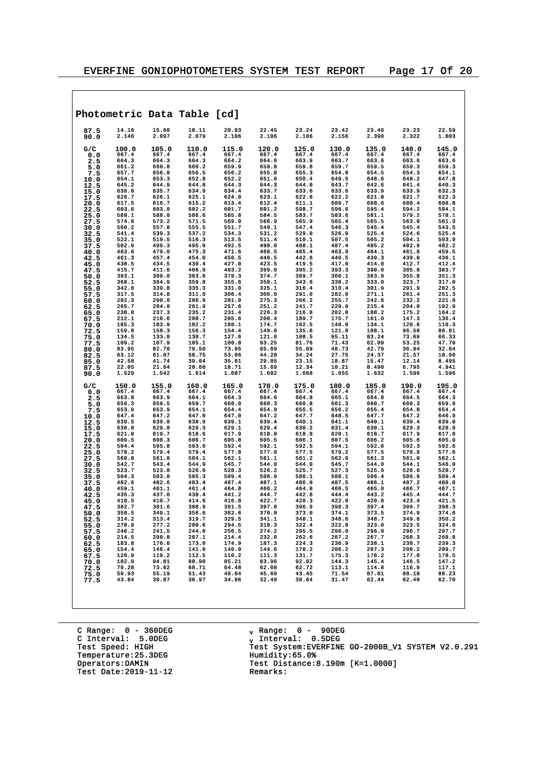## Photometric Data Table [cd]

| | | | | | | | | | | |
|---|---|---|---|---|---|---|---|---|---|---|
| 87.5 | 14.16 | 15.60 | 18.11 | 20.93 | 22.45 | 23.24 | 23.42 | 23.46 | 23.23 | 22.59 |
| 90.0 | 2.146 | 2.097 | 2.079 | 2.106 | 2.106 | 2.106 | 2.156 | 2.390 | 2.322 | 1.803 |

| G/C | 100.0 | 105.0 | 110.0 | 115.0 | 120.0 | 125.0 | 130.0 | 135.0 | 140.0 | 145.0 |
|---|---|---|---|---|---|---|---|---|---|---|
| 0.0 | 667.4 | 667.4 | 667.4 | 667.4 | 667.4 | 667.4 | 667.4 | 667.4 | 667.4 | 667.4 |
| 2.5 | 664.3 | 664.3 | 664.3 | 664.2 | 664.0 | 663.9 | 663.7 | 663.6 | 663.6 | 663.6 |
| 5.0 | 661.2 | 660.8 | 660.2 | 659.9 | 659.8 | 659.8 | 659.7 | 659.5 | 659.3 | 659.3 |
| 7.5 | 657.7 | 656.8 | 656.5 | 656.2 | 655.8 | 655.3 | 654.8 | 654.5 | 654.3 | 654.1 |
| 10.0 | 654.1 | 653.3 | 652.8 | 652.2 | 651.0 | 650.4 | 649.5 | 648.6 | 648.2 | 647.8 |
| 12.5 | 645.2 | 644.9 | 644.8 | 644.3 | 644.3 | 644.0 | 643.7 | 642.6 | 641.4 | 640.3 |
| 15.0 | 636.0 | 635.7 | 634.9 | 634.4 | 633.7 | 633.6 | 633.6 | 633.9 | 633.9 | 632.3 |
| 17.5 | 626.7 | 626.1 | 625.1 | 624.0 | 623.1 | 622.6 | 622.2 | 621.8 | 621.7 | 622.3 |
| 20.0 | 617.5 | 616.7 | 615.2 | 613.4 | 612.4 | 611.1 | 609.7 | 608.6 | 608.4 | 608.8 |
| 22.5 | 603.6 | 603.0 | 602.2 | 601.7 | 601.2 | 598.7 | 596.6 | 595.4 | 594.2 | 594.1 |
| 25.0 | 589.1 | 588.0 | 586.6 | 585.8 | 584.5 | 583.7 | 583.6 | 581.1 | 579.2 | 578.1 |
| 27.5 | 574.6 | 573.2 | 571.5 | 569.0 | 566.9 | 565.9 | 565.4 | 565.5 | 563.0 | 561.3 |
| 30.0 | 560.2 | 557.8 | 555.5 | 551.7 | 549.1 | 547.4 | 546.3 | 545.4 | 545.4 | 543.5 |
| 32.5 | 541.4 | 539.3 | 537.2 | 534.3 | 531.2 | 529.0 | 526.9 | 525.4 | 524.6 | 525.4 |
| 35.0 | 522.1 | 519.5 | 516.3 | 513.5 | 511.4 | 510.1 | 507.5 | 505.2 | 504.1 | 503.9 |
| 37.5 | 502.9 | 499.3 | 495.9 | 492.5 | 490.0 | 488.1 | 487.4 | 485.2 | 482.9 | 482.2 |
| 40.0 | 483.6 | 479.0 | 475.3 | 471.6 | 468.5 | 465.4 | 463.9 | 464.1 | 461.8 | 459.5 |
| 42.5 | 461.3 | 457.4 | 454.0 | 450.5 | 446.5 | 442.6 | 440.5 | 439.3 | 439.0 | 436.1 |
| 45.0 | 438.5 | 434.5 | 430.4 | 427.0 | 423.5 | 419.5 | 417.0 | 414.8 | 412.7 | 412.4 |
| 47.5 | 415.7 | 411.6 | 406.9 | 403.2 | 399.0 | 395.2 | 393.3 | 390.0 | 385.0 | 383.7 |
| 50.0 | 393.1 | 389.0 | 383.6 | 379.3 | 374.7 | 369.7 | 366.1 | 363.9 | 355.8 | 351.3 |
| 52.5 | 368.1 | 364.9 | 359.8 | 355.6 | 350.1 | 343.6 | 338.2 | 333.0 | 323.7 | 317.0 |
| 55.0 | 342.8 | 339.8 | 335.3 | 331.0 | 325.1 | 316.4 | 310.4 | 301.9 | 291.9 | 282.5 |
| 57.5 | 317.5 | 314.8 | 311.0 | 306.4 | 300.0 | 291.0 | 282.0 | 271.1 | 261.4 | 251.3 |
| 60.0 | 292.3 | 290.0 | 286.9 | 281.9 | 275.3 | 266.2 | 255.7 | 242.6 | 232.2 | 221.8 |
| 62.5 | 265.7 | 264.0 | 261.9 | 257.6 | 251.2 | 241.7 | 229.0 | 215.4 | 204.0 | 192.9 |
| 65.0 | 238.8 | 237.3 | 235.2 | 231.4 | 226.3 | 216.8 | 202.8 | 188.2 | 175.2 | 164.2 |
| 67.5 | 212.1 | 210.6 | 208.7 | 205.6 | 200.4 | 189.7 | 175.7 | 161.0 | 147.3 | 136.4 |
| 70.0 | 185.3 | 183.9 | 182.2 | 180.1 | 174.7 | 162.5 | 148.0 | 134.1 | 120.6 | 110.3 |
| 72.5 | 159.8 | 158.3 | 156.3 | 154.4 | 149.0 | 135.6 | 121.0 | 108.1 | 96.50 | 86.61 |
| 75.0 | 134.5 | 133.0 | 130.7 | 127.6 | 121.0 | 108.5 | 95.11 | 83.24 | 73.69 | 66.33 |
| 77.5 | 109.2 | 107.9 | 105.1 | 100.8 | 93.25 | 81.76 | 71.43 | 62.09 | 53.25 | 47.79 |
| 80.0 | 83.95 | 82.70 | 79.50 | 73.95 | 65.69 | 55.69 | 48.73 | 42.79 | 36.94 | 32.64 |
| 82.5 | 63.12 | 61.87 | 58.75 | 53.06 | 44.28 | 34.24 | 27.75 | 24.37 | 21.57 | 18.90 |
| 85.0 | 42.58 | 41.74 | 39.64 | 35.81 | 29.85 | 23.15 | 18.87 | 15.47 | 12.14 | 8.495 |
| 87.5 | 22.05 | 21.64 | 20.60 | 18.71 | 15.69 | 12.34 | 10.21 | 8.490 | 6.795 | 4.941 |
| 90.0 | 1.529 | 1.542 | 1.614 | 1.687 | 1.682 | 1.668 | 1.655 | 1.632 | 1.596 | 1.596 |

| G/C | 150.0 | 155.0 | 160.0 | 165.0 | 170.0 | 175.0 | 180.0 | 185.0 | 190.0 | 195.0 |
|---|---|---|---|---|---|---|---|---|---|---|
| 0.0 | 667.4 | 667.4 | 667.4 | 667.4 | 667.4 | 667.4 | 667.4 | 667.4 | 667.4 | 667.4 |
| 2.5 | 663.8 | 663.9 | 664.1 | 664.3 | 664.6 | 664.8 | 665.1 | 664.8 | 664.5 | 664.3 |
| 5.0 | 659.3 | 659.5 | 659.7 | 660.0 | 660.3 | 660.8 | 661.3 | 660.7 | 660.3 | 659.9 |
| 7.5 | 653.9 | 653.9 | 654.1 | 654.4 | 654.9 | 655.5 | 656.2 | 655.4 | 654.8 | 654.4 |
| 10.0 | 647.4 | 647.2 | 647.0 | 647.0 | 647.2 | 647.7 | 648.5 | 647.7 | 647.2 | 646.9 |
| 12.5 | 639.5 | 639.0 | 638.9 | 639.1 | 639.4 | 640.1 | 641.1 | 640.1 | 639.4 | 639.0 |
| 15.0 | 630.8 | 629.8 | 629.3 | 629.1 | 629.4 | 630.2 | 631.4 | 630.1 | 629.3 | 628.9 |
| 17.5 | 621.0 | 619.7 | 618.6 | 617.9 | 618.0 | 618.8 | 620.1 | 618.7 | 617.9 | 617.8 |
| 20.0 | 609.5 | 608.3 | 606.7 | 605.8 | 605.5 | 606.1 | 607.5 | 606.2 | 605.6 | 605.9 |
| 22.5 | 594.4 | 595.8 | 593.6 | 592.4 | 592.1 | 592.5 | 594.1 | 592.6 | 592.3 | 592.6 |
| 25.0 | 578.2 | 579.4 | 579.4 | 577.8 | 577.0 | 577.5 | 579.2 | 577.5 | 576.9 | 577.6 |
| 27.5 | 560.8 | 561.8 | 564.1 | 562.1 | 561.1 | 561.2 | 562.9 | 561.3 | 561.0 | 562.1 |
| 30.0 | 542.7 | 543.4 | 544.9 | 545.7 | 544.0 | 544.0 | 545.7 | 544.0 | 544.1 | 546.0 |
| 32.5 | 523.7 | 523.8 | 526.0 | 528.3 | 526.2 | 525.7 | 527.3 | 525.9 | 526.6 | 528.7 |
| 35.0 | 504.3 | 503.8 | 505.3 | 509.4 | 506.9 | 506.1 | 508.1 | 506.4 | 506.9 | 509.4 |
| 37.5 | 482.6 | 482.6 | 483.4 | 487.4 | 487.1 | 486.0 | 487.5 | 486.1 | 487.2 | 488.8 |
| 40.0 | 459.1 | 461.1 | 461.4 | 464.8 | 466.2 | 464.8 | 466.5 | 465.0 | 466.7 | 467.1 |
| 42.5 | 435.3 | 437.0 | 438.4 | 441.2 | 444.7 | 442.8 | 444.4 | 443.2 | 445.4 | 444.7 |
| 45.0 | 410.5 | 410.7 | 414.6 | 416.8 | 422.7 | 420.3 | 422.0 | 420.8 | 423.4 | 421.5 |
| 47.5 | 382.7 | 381.6 | 388.9 | 391.5 | 397.8 | 396.9 | 398.3 | 397.4 | 399.7 | 398.3 |
| 50.0 | 350.5 | 349.1 | 356.6 | 362.6 | 370.8 | 373.0 | 374.1 | 373.5 | 374.9 | 374.6 |
| 52.5 | 314.2 | 313.4 | 319.7 | 329.5 | 341.1 | 348.1 | 348.6 | 348.7 | 349.6 | 350.2 |
| 55.0 | 278.9 | 277.2 | 280.6 | 294.5 | 310.3 | 322.4 | 322.8 | 323.0 | 323.5 | 324.8 |
| 57.5 | 246.2 | 241.5 | 244.0 | 256.5 | 274.2 | 295.5 | 296.0 | 296.9 | 296.7 | 297.7 |
| 60.0 | 214.5 | 208.8 | 207.1 | 214.4 | 232.0 | 262.6 | 267.2 | 267.7 | 268.3 | 268.8 |
| 62.5 | 183.8 | 176.6 | 173.0 | 174.9 | 187.3 | 224.3 | 236.9 | 238.1 | 238.7 | 239.3 |
| 65.0 | 154.4 | 146.4 | 141.0 | 140.0 | 144.6 | 178.2 | 206.2 | 207.3 | 208.2 | 209.7 |
| 67.5 | 126.9 | 119.2 | 112.5 | 110.2 | 111.3 | 131.7 | 175.3 | 176.2 | 177.0 | 178.5 |
| 70.0 | 102.0 | 94.81 | 88.90 | 85.21 | 83.96 | 92.92 | 144.3 | 145.4 | 146.5 | 147.2 |
| 72.5 | 79.28 | 73.62 | 68.71 | 64.48 | 62.08 | 62.72 | 113.1 | 114.8 | 116.9 | 117.1 |
| 75.0 | 59.93 | 55.19 | 51.43 | 48.04 | 45.60 | 43.45 | 71.54 | 87.01 | 88.18 | 88.23 |
| 77.5 | 43.84 | 39.87 | 36.97 | 34.86 | 32.40 | 30.64 | 31.47 | 62.44 | 62.40 | 62.70 |

C Range: 0 - 360DEG
C Interval: 5.0DEG
Test Speed: HIGH
Temperature:25.3DEG
Operators:DAMIN
Test Date:2019-11-12

$_\gamma$ Range: 0 - 90DEG
$_\gamma$ Interval: 0.5DEG
Test System:EVERFINE GO-2000B_V1 SYSTEM V2.0.291
Humidity:65.0%
Test Distance:8.190m [K=1.0000]
Remarks: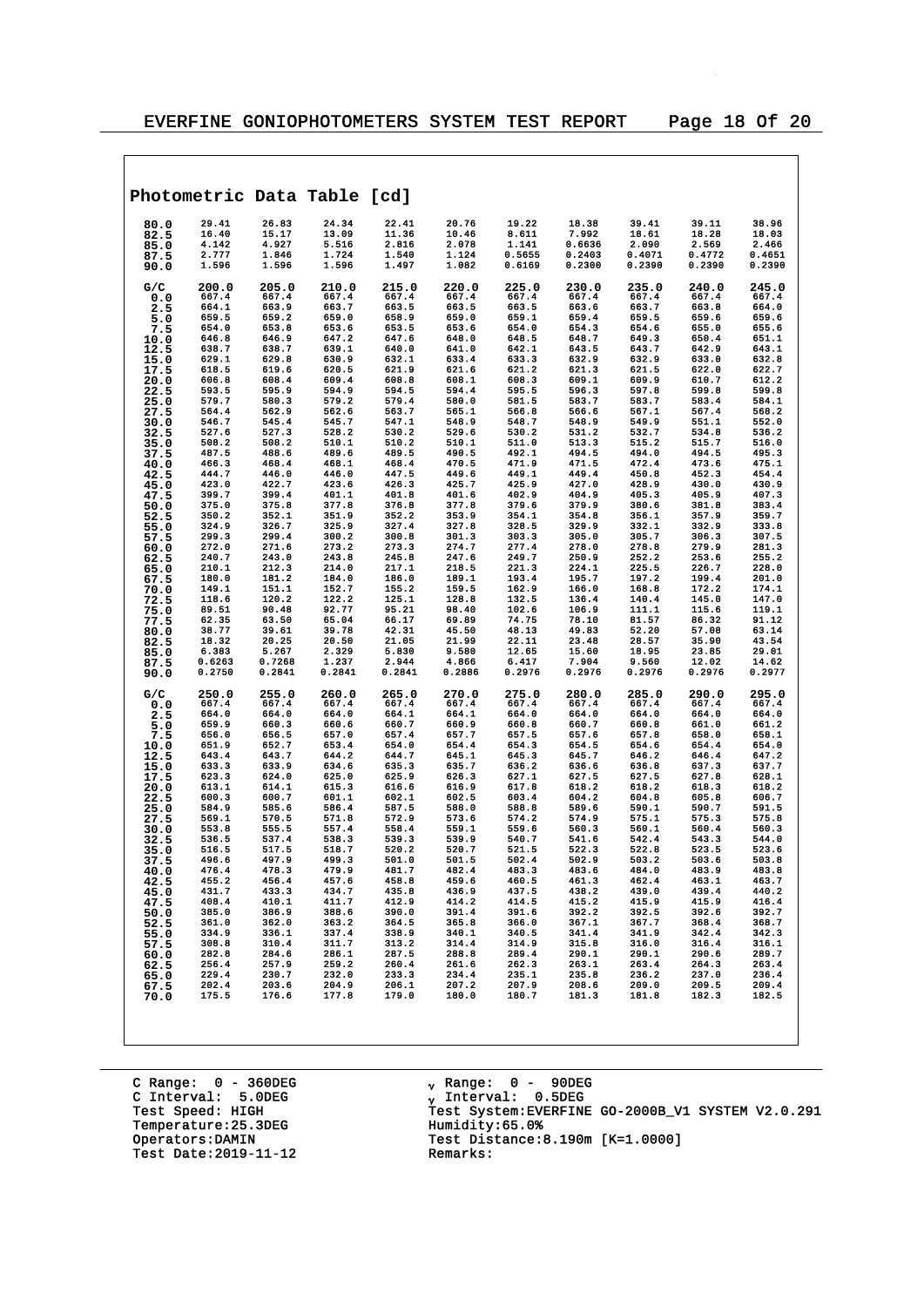## Photometric Data Table [cd]

| | | | | | | | | | | |
|---|---|---|---|---|---|---|---|---|---|---|
| 80.0 | 29.41 | 26.83 | 24.34 | 22.41 | 20.76 | 19.22 | 18.38 | 39.41 | 39.11 | 38.96 |
| 82.5 | 16.40 | 15.17 | 13.09 | 11.36 | 10.46 | 8.611 | 7.992 | 18.61 | 18.28 | 18.03 |
| 85.0 | 4.142 | 4.927 | 5.516 | 2.816 | 2.078 | 1.141 | 0.6636 | 2.090 | 2.569 | 2.466 |
| 87.5 | 2.777 | 1.846 | 1.724 | 1.540 | 1.124 | 0.5655 | 0.2403 | 0.4071 | 0.4772 | 0.4651 |
| 90.0 | 1.596 | 1.596 | 1.596 | 1.497 | 1.082 | 0.6169 | 0.2300 | 0.2390 | 0.2390 | 0.2390 |

| G/C | 200.0 | 205.0 | 210.0 | 215.0 | 220.0 | 225.0 | 230.0 | 235.0 | 240.0 | 245.0 |
|---|---|---|---|---|---|---|---|---|---|---|
| 0.0 | 667.4 | 667.4 | 667.4 | 667.4 | 667.4 | 667.4 | 667.4 | 667.4 | 667.4 | 667.4 |
| 2.5 | 664.1 | 663.9 | 663.7 | 663.5 | 663.5 | 663.5 | 663.6 | 663.7 | 663.8 | 664.0 |
| 5.0 | 659.5 | 659.2 | 659.0 | 658.9 | 659.0 | 659.1 | 659.4 | 659.5 | 659.6 | 659.6 |
| 7.5 | 654.0 | 653.8 | 653.6 | 653.5 | 653.6 | 654.0 | 654.3 | 654.6 | 655.0 | 655.6 |
| 10.0 | 646.8 | 646.9 | 647.2 | 647.6 | 648.0 | 648.5 | 648.7 | 649.3 | 650.4 | 651.1 |
| 12.5 | 638.7 | 638.7 | 639.1 | 640.0 | 641.0 | 642.1 | 643.5 | 643.7 | 642.9 | 643.1 |
| 15.0 | 629.1 | 629.8 | 630.9 | 632.1 | 633.4 | 633.3 | 632.9 | 632.9 | 633.0 | 632.8 |
| 17.5 | 618.5 | 619.6 | 620.5 | 621.9 | 621.6 | 621.2 | 621.3 | 621.5 | 622.0 | 622.7 |
| 20.0 | 606.8 | 608.4 | 609.4 | 608.8 | 608.1 | 608.3 | 609.1 | 609.9 | 610.7 | 612.2 |
| 22.5 | 593.5 | 595.9 | 594.9 | 594.5 | 594.4 | 595.5 | 596.3 | 597.8 | 599.8 | 599.8 |
| 25.0 | 579.7 | 580.3 | 579.2 | 579.4 | 580.0 | 581.5 | 583.7 | 583.7 | 583.4 | 584.1 |
| 27.5 | 564.4 | 562.9 | 562.6 | 563.7 | 565.1 | 566.8 | 566.6 | 567.1 | 567.4 | 568.2 |
| 30.0 | 546.7 | 545.4 | 545.7 | 547.1 | 548.9 | 548.7 | 548.9 | 549.9 | 551.1 | 552.0 |
| 32.5 | 527.6 | 527.3 | 528.2 | 530.2 | 529.6 | 530.2 | 531.2 | 532.7 | 534.8 | 536.2 |
| 35.0 | 508.2 | 508.2 | 510.1 | 510.2 | 510.1 | 511.0 | 513.3 | 515.2 | 515.7 | 516.0 |
| 37.5 | 487.5 | 488.6 | 489.6 | 489.5 | 490.5 | 492.1 | 494.5 | 494.0 | 494.5 | 495.3 |
| 40.0 | 466.3 | 468.4 | 468.1 | 468.4 | 470.5 | 471.9 | 471.5 | 472.4 | 473.6 | 475.1 |
| 42.5 | 444.7 | 446.0 | 446.0 | 447.5 | 449.6 | 449.1 | 449.4 | 450.8 | 452.3 | 454.4 |
| 45.0 | 423.0 | 422.7 | 423.6 | 426.3 | 425.7 | 425.9 | 427.0 | 428.9 | 430.0 | 430.9 |
| 47.5 | 399.7 | 399.4 | 401.1 | 401.8 | 401.6 | 402.9 | 404.9 | 405.3 | 405.9 | 407.3 |
| 50.0 | 375.0 | 375.8 | 377.8 | 376.8 | 377.8 | 379.6 | 379.9 | 380.6 | 381.8 | 383.4 |
| 52.5 | 350.2 | 352.1 | 351.9 | 352.2 | 353.9 | 354.1 | 354.8 | 356.1 | 357.9 | 359.7 |
| 55.0 | 324.9 | 326.7 | 325.9 | 327.4 | 327.8 | 328.5 | 329.9 | 332.1 | 332.9 | 333.8 |
| 57.5 | 299.3 | 299.4 | 300.2 | 300.8 | 301.3 | 303.3 | 305.0 | 305.7 | 306.3 | 307.5 |
| 60.0 | 272.0 | 271.6 | 273.2 | 273.3 | 274.7 | 277.4 | 278.0 | 278.8 | 279.9 | 281.3 |
| 62.5 | 240.7 | 243.0 | 243.8 | 245.8 | 247.6 | 249.7 | 250.9 | 252.2 | 253.6 | 255.2 |
| 65.0 | 210.1 | 212.3 | 214.0 | 217.1 | 218.5 | 221.3 | 224.1 | 225.5 | 226.7 | 228.0 |
| 67.5 | 180.0 | 181.2 | 184.0 | 186.0 | 189.1 | 193.4 | 195.7 | 197.2 | 199.4 | 201.0 |
| 70.0 | 149.1 | 151.1 | 152.7 | 155.2 | 159.5 | 162.9 | 166.0 | 168.8 | 172.2 | 174.1 |
| 72.5 | 118.6 | 120.2 | 122.2 | 125.1 | 128.8 | 132.5 | 136.4 | 140.4 | 145.0 | 147.0 |
| 75.0 | 89.51 | 90.48 | 92.77 | 95.21 | 98.40 | 102.6 | 106.9 | 111.1 | 115.6 | 119.1 |
| 77.5 | 62.35 | 63.50 | 65.04 | 66.17 | 69.89 | 74.75 | 78.10 | 81.57 | 86.32 | 91.12 |
| 80.0 | 38.77 | 39.61 | 39.78 | 42.31 | 45.50 | 48.13 | 49.83 | 52.20 | 57.08 | 63.14 |
| 82.5 | 18.32 | 20.25 | 20.50 | 21.05 | 21.99 | 22.11 | 23.48 | 28.57 | 35.90 | 43.54 |
| 85.0 | 6.383 | 5.267 | 2.329 | 5.830 | 9.580 | 12.65 | 15.60 | 18.95 | 23.85 | 29.01 |
| 87.5 | 0.6263 | 0.7268 | 1.237 | 2.944 | 4.866 | 6.417 | 7.904 | 9.560 | 12.02 | 14.62 |
| 90.0 | 0.2750 | 0.2841 | 0.2841 | 0.2841 | 0.2886 | 0.2976 | 0.2976 | 0.2976 | 0.2976 | 0.2977 |

| G/C | 250.0 | 255.0 | 260.0 | 265.0 | 270.0 | 275.0 | 280.0 | 285.0 | 290.0 | 295.0 |
|---|---|---|---|---|---|---|---|---|---|---|
| 0.0 | 667.4 | 667.4 | 667.4 | 667.4 | 667.4 | 667.4 | 667.4 | 667.4 | 667.4 | 667.4 |
| 2.5 | 664.0 | 664.0 | 664.0 | 664.1 | 664.1 | 664.0 | 664.0 | 664.0 | 664.0 | 664.0 |
| 5.0 | 659.9 | 660.3 | 660.6 | 660.7 | 660.9 | 660.8 | 660.7 | 660.8 | 661.0 | 661.2 |
| 7.5 | 656.0 | 656.5 | 657.0 | 657.4 | 657.7 | 657.5 | 657.6 | 657.8 | 658.0 | 658.1 |
| 10.0 | 651.9 | 652.7 | 653.4 | 654.0 | 654.4 | 654.3 | 654.5 | 654.6 | 654.4 | 654.0 |
| 12.5 | 643.4 | 643.7 | 644.2 | 644.7 | 645.1 | 645.3 | 645.7 | 646.2 | 646.4 | 647.2 |
| 15.0 | 633.3 | 633.9 | 634.6 | 635.3 | 635.7 | 636.2 | 636.6 | 636.8 | 637.3 | 637.7 |
| 17.5 | 623.3 | 624.0 | 625.0 | 625.9 | 626.3 | 627.1 | 627.5 | 627.5 | 627.8 | 628.1 |
| 20.0 | 613.1 | 614.1 | 615.3 | 616.6 | 616.9 | 617.8 | 618.2 | 618.2 | 618.3 | 618.2 |
| 22.5 | 600.3 | 600.7 | 601.1 | 602.1 | 602.5 | 603.4 | 604.2 | 604.8 | 605.8 | 606.7 |
| 25.0 | 584.9 | 585.6 | 586.4 | 587.5 | 588.0 | 588.8 | 589.6 | 590.1 | 590.7 | 591.5 |
| 27.5 | 569.1 | 570.5 | 571.8 | 572.9 | 573.6 | 574.2 | 574.9 | 575.1 | 575.3 | 575.8 |
| 30.0 | 553.8 | 555.5 | 557.4 | 558.4 | 559.1 | 559.6 | 560.3 | 560.1 | 560.4 | 560.3 |
| 32.5 | 536.5 | 537.4 | 538.3 | 539.3 | 539.9 | 540.7 | 541.6 | 542.4 | 543.3 | 544.0 |
| 35.0 | 516.5 | 517.5 | 518.7 | 520.2 | 520.7 | 521.5 | 522.3 | 522.8 | 523.5 | 523.6 |
| 37.5 | 496.6 | 497.9 | 499.3 | 501.0 | 501.5 | 502.4 | 502.9 | 503.2 | 503.6 | 503.8 |
| 40.0 | 476.4 | 478.3 | 479.9 | 481.7 | 482.4 | 483.3 | 483.6 | 484.0 | 483.9 | 483.8 |
| 42.5 | 455.2 | 456.4 | 457.6 | 458.8 | 459.6 | 460.5 | 461.3 | 462.4 | 463.1 | 463.7 |
| 45.0 | 431.7 | 433.3 | 434.7 | 435.8 | 436.9 | 437.5 | 438.2 | 439.0 | 439.4 | 440.2 |
| 47.5 | 408.4 | 410.1 | 411.7 | 412.9 | 414.2 | 414.5 | 415.2 | 415.9 | 415.9 | 416.4 |
| 50.0 | 385.0 | 386.9 | 388.6 | 390.0 | 391.4 | 391.6 | 392.2 | 392.5 | 392.6 | 392.7 |
| 52.5 | 361.0 | 362.0 | 363.2 | 364.5 | 365.8 | 366.0 | 367.1 | 367.7 | 368.4 | 368.7 |
| 55.0 | 334.9 | 336.1 | 337.4 | 338.9 | 340.1 | 340.5 | 341.4 | 341.9 | 342.4 | 342.3 |
| 57.5 | 308.8 | 310.4 | 311.7 | 313.2 | 314.4 | 314.9 | 315.8 | 316.0 | 316.4 | 316.1 |
| 60.0 | 282.8 | 284.6 | 286.1 | 287.5 | 288.8 | 289.4 | 290.1 | 290.1 | 290.6 | 289.7 |
| 62.5 | 256.4 | 257.9 | 259.2 | 260.4 | 261.6 | 262.3 | 263.1 | 263.4 | 264.3 | 263.4 |
| 65.0 | 229.4 | 230.7 | 232.0 | 233.3 | 234.4 | 235.1 | 235.8 | 236.2 | 237.0 | 236.4 |
| 67.5 | 202.4 | 203.6 | 204.9 | 206.1 | 207.2 | 207.9 | 208.6 | 209.0 | 209.5 | 209.4 |
| 70.0 | 175.5 | 176.6 | 177.8 | 179.0 | 180.0 | 180.7 | 181.3 | 181.8 | 182.3 | 182.5 |

C Range: 0 - 360DEG
C Interval: 5.0DEG
Test Speed: HIGH
Temperature:25.3DEG
Operators:DAMIN
Test Date:2019-11-12

γ Range: 0 - 90DEG
γ Interval: 0.5DEG
Test System:EVERFINE GO-2000B_V1 SYSTEM V2.0.291
Humidity:65.0%
Test Distance:8.190m [K=1.0000]
Remarks: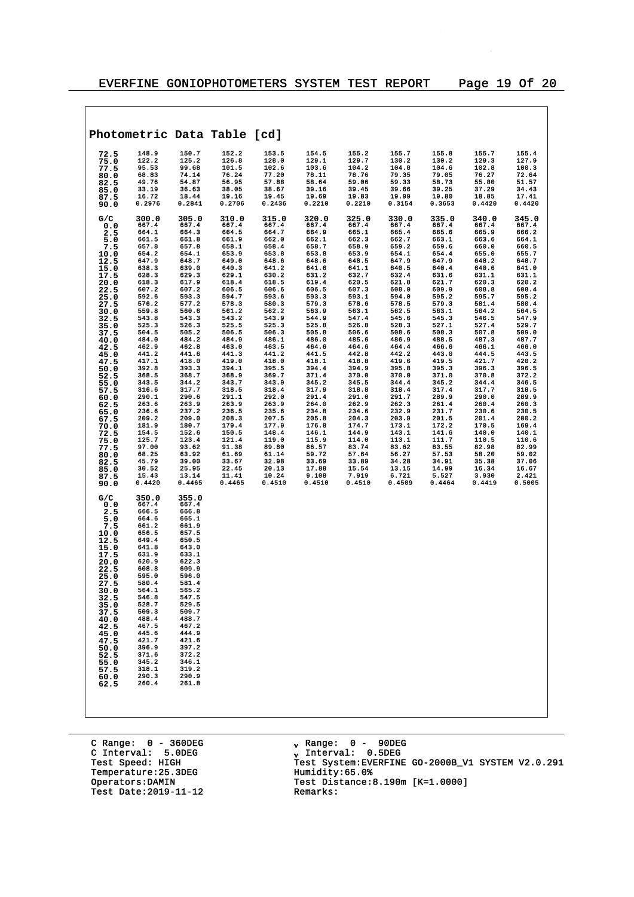## Photometric Data Table [cd]

| | | | | | | | | | | |
|---|---|---|---|---|---|---|---|---|---|---|
| 72.5 | 148.9 | 150.7 | 152.2 | 153.5 | 154.5 | 155.2 | 155.7 | 155.8 | 155.7 | 155.4 |
| 75.0 | 122.2 | 125.2 | 126.8 | 128.0 | 129.1 | 129.7 | 130.2 | 130.2 | 129.3 | 127.9 |
| 77.5 | 95.53 | 99.68 | 101.5 | 102.6 | 103.6 | 104.2 | 104.8 | 104.6 | 102.8 | 100.3 |
| 80.0 | 68.83 | 74.14 | 76.24 | 77.20 | 78.11 | 78.76 | 79.35 | 79.05 | 76.27 | 72.64 |
| 82.5 | 49.76 | 54.87 | 56.95 | 57.88 | 58.64 | 59.06 | 59.33 | 58.73 | 55.80 | 51.57 |
| 85.0 | 33.19 | 36.63 | 38.05 | 38.67 | 39.16 | 39.45 | 39.66 | 39.25 | 37.29 | 34.43 |
| 87.5 | 16.72 | 18.44 | 19.16 | 19.45 | 19.69 | 19.83 | 19.99 | 19.80 | 18.85 | 17.41 |
| 90.0 | 0.2976 | 0.2841 | 0.2706 | 0.2436 | 0.2210 | 0.2210 | 0.3154 | 0.3653 | 0.4420 | 0.4420 |

| G/C | 300.0 | 305.0 | 310.0 | 315.0 | 320.0 | 325.0 | 330.0 | 335.0 | 340.0 | 345.0 |
|---|---|---|---|---|---|---|---|---|---|---|
| 0.0 | 667.4 | 667.4 | 667.4 | 667.4 | 667.4 | 667.4 | 667.4 | 667.4 | 667.4 | 667.4 |
| 2.5 | 664.1 | 664.3 | 664.5 | 664.7 | 664.9 | 665.1 | 665.4 | 665.6 | 665.9 | 666.2 |
| 5.0 | 661.5 | 661.8 | 661.9 | 662.0 | 662.1 | 662.3 | 662.7 | 663.1 | 663.6 | 664.1 |
| 7.5 | 657.8 | 657.8 | 658.1 | 658.4 | 658.7 | 658.9 | 659.2 | 659.6 | 660.0 | 660.5 |
| 10.0 | 654.2 | 654.1 | 653.9 | 653.8 | 653.8 | 654.1 | 654.4 | 654.4 | 655.0 | 655.7 |
| 12.5 | 647.9 | 648.7 | 649.0 | 648.6 | 648.6 | 648.5 | 647.9 | 647.9 | 648.2 | 648.7 |
| 15.0 | 638.3 | 639.0 | 640.3 | 641.2 | 641.6 | 641.1 | 640.5 | 640.4 | 640.6 | 641.0 |
| 17.5 | 628.3 | 629.3 | 629.1 | 630.2 | 631.2 | 632.7 | 632.4 | 631.6 | 631.1 | 631.1 |
| 20.0 | 618.3 | 617.9 | 618.4 | 618.5 | 619.4 | 620.5 | 621.8 | 621.7 | 620.3 | 620.2 |
| 22.5 | 607.2 | 607.2 | 606.5 | 606.6 | 606.5 | 607.3 | 608.0 | 609.9 | 608.8 | 608.4 |
| 25.0 | 592.6 | 593.3 | 594.7 | 593.6 | 593.3 | 593.1 | 594.0 | 595.2 | 595.7 | 595.2 |
| 27.5 | 576.2 | 577.2 | 578.3 | 580.3 | 579.3 | 578.6 | 578.5 | 579.3 | 581.4 | 580.4 |
| 30.0 | 559.8 | 560.6 | 561.2 | 562.2 | 563.9 | 563.1 | 562.5 | 563.1 | 564.2 | 564.5 |
| 32.5 | 543.8 | 543.3 | 543.2 | 543.9 | 544.9 | 547.4 | 545.6 | 545.3 | 546.5 | 547.9 |
| 35.0 | 525.3 | 526.3 | 525.5 | 525.3 | 525.8 | 526.8 | 528.3 | 527.1 | 527.4 | 529.7 |
| 37.5 | 504.5 | 505.2 | 506.5 | 506.3 | 505.8 | 506.6 | 508.6 | 508.3 | 507.8 | 509.0 |
| 40.0 | 484.0 | 484.2 | 484.9 | 486.1 | 486.0 | 485.6 | 486.9 | 488.5 | 487.3 | 487.7 |
| 42.5 | 462.9 | 462.8 | 463.0 | 463.5 | 464.6 | 464.6 | 464.4 | 466.6 | 466.1 | 466.0 |
| 45.0 | 441.2 | 441.6 | 441.3 | 441.2 | 441.5 | 442.8 | 442.2 | 443.0 | 444.5 | 443.5 |
| 47.5 | 417.1 | 418.0 | 419.0 | 418.0 | 418.1 | 418.8 | 419.6 | 419.5 | 421.7 | 420.2 |
| 50.0 | 392.8 | 393.3 | 394.1 | 395.5 | 394.4 | 394.9 | 395.8 | 395.3 | 396.3 | 396.5 |
| 52.5 | 368.5 | 368.7 | 368.9 | 369.7 | 371.4 | 370.0 | 370.0 | 371.0 | 370.8 | 372.2 |
| 55.0 | 343.5 | 344.2 | 343.7 | 343.9 | 345.2 | 345.5 | 344.4 | 345.2 | 344.4 | 346.5 |
| 57.5 | 316.6 | 317.7 | 318.5 | 318.4 | 317.9 | 318.8 | 318.4 | 317.4 | 317.7 | 318.5 |
| 60.0 | 290.1 | 290.6 | 291.1 | 292.0 | 291.4 | 291.0 | 291.7 | 289.9 | 290.0 | 289.9 |
| 62.5 | 263.6 | 263.9 | 263.9 | 263.9 | 264.0 | 262.9 | 262.3 | 261.4 | 260.4 | 260.3 |
| 65.0 | 236.6 | 237.2 | 236.5 | 235.6 | 234.8 | 234.6 | 232.9 | 231.7 | 230.6 | 230.5 |
| 67.5 | 209.2 | 209.0 | 208.3 | 207.5 | 205.8 | 204.3 | 203.9 | 201.5 | 201.4 | 200.2 |
| 70.0 | 181.9 | 180.7 | 179.4 | 177.9 | 176.8 | 174.7 | 173.1 | 172.2 | 170.5 | 169.4 |
| 72.5 | 154.5 | 152.6 | 150.5 | 148.4 | 146.1 | 144.9 | 143.1 | 141.6 | 140.0 | 140.1 |
| 75.0 | 125.7 | 123.4 | 121.4 | 119.0 | 115.9 | 114.0 | 113.1 | 111.7 | 110.5 | 110.6 |
| 77.5 | 97.00 | 93.62 | 91.38 | 89.80 | 86.57 | 83.74 | 83.62 | 83.55 | 82.98 | 82.99 |
| 80.0 | 68.25 | 63.92 | 61.69 | 61.14 | 59.72 | 57.64 | 56.27 | 57.53 | 58.20 | 59.02 |
| 82.5 | 45.79 | 39.00 | 33.67 | 32.98 | 33.69 | 33.89 | 34.28 | 34.91 | 35.38 | 37.06 |
| 85.0 | 30.52 | 25.95 | 22.45 | 20.13 | 17.88 | 15.54 | 13.15 | 14.99 | 16.34 | 16.67 |
| 87.5 | 15.43 | 13.14 | 11.41 | 10.24 | 9.108 | 7.919 | 6.721 | 5.527 | 3.930 | 2.421 |
| 90.0 | 0.4420 | 0.4465 | 0.4465 | 0.4510 | 0.4510 | 0.4510 | 0.4509 | 0.4464 | 0.4419 | 0.5005 |

| G/C | 350.0 | 355.0 |
|---|---|---|
| 0.0 | 667.4 | 667.4 |
| 2.5 | 666.5 | 666.8 |
| 5.0 | 664.6 | 665.1 |
| 7.5 | 661.2 | 661.9 |
| 10.0 | 656.5 | 657.5 |
| 12.5 | 649.4 | 650.5 |
| 15.0 | 641.8 | 643.0 |
| 17.5 | 631.9 | 633.1 |
| 20.0 | 620.9 | 622.3 |
| 22.5 | 608.8 | 609.9 |
| 25.0 | 595.0 | 596.0 |
| 27.5 | 580.4 | 581.4 |
| 30.0 | 564.1 | 565.2 |
| 32.5 | 546.8 | 547.5 |
| 35.0 | 528.7 | 529.5 |
| 37.5 | 509.3 | 509.7 |
| 40.0 | 488.4 | 488.7 |
| 42.5 | 467.5 | 467.2 |
| 45.0 | 445.6 | 444.9 |
| 47.5 | 421.7 | 421.6 |
| 50.0 | 396.9 | 397.2 |
| 52.5 | 371.6 | 372.2 |
| 55.0 | 345.2 | 346.1 |
| 57.5 | 318.1 | 319.2 |
| 60.0 | 290.3 | 290.9 |
| 62.5 | 260.4 | 261.8 |

C Range: 0 - 360DEG
C Interval: 5.0DEG
Test Speed: HIGH
Temperature:25.3DEG
Operators:DAMIN
Test Date:2019-11-12

$\gamma$ Range: 0 - 90DEG
$\gamma$ Interval: 0.5DEG
Test System:EVERFINE GO-2000B_V1 SYSTEM V2.0.291
Humidity:65.0%
Test Distance:8.190m [K=1.0000]
Remarks: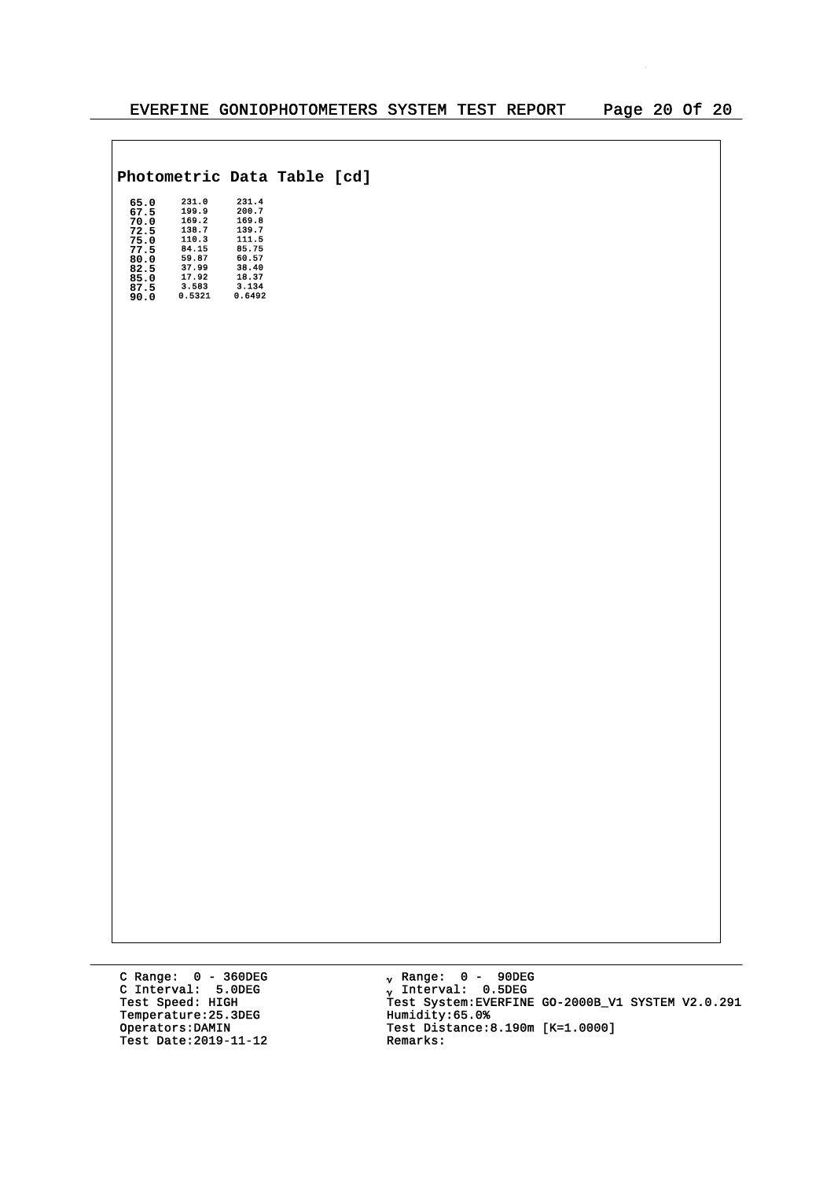## Photometric Data Table [cd]

| | | |
|---|---|---|
| **65.0** | 231.0 | 231.4 |
| **67.5** | 199.9 | 200.7 |
| **70.0** | 169.2 | 169.8 |
| **72.5** | 138.7 | 139.7 |
| **75.0** | 110.3 | 111.5 |
| **77.5** | 84.15 | 85.75 |
| **80.0** | 59.87 | 60.57 |
| **82.5** | 37.99 | 38.40 |
| **85.0** | 17.92 | 18.37 |
| **87.5** | 3.583 | 3.134 |
| **90.0** | 0.5321 | 0.6492 |

C Range: 0 - 360DEG
C Interval: 5.0DEG
Test Speed: HIGH
Temperature:25.3DEG
Operators:DAMIN
Test Date:2019-11-12

$\gamma$ Range: 0 - 90DEG
$\gamma$ Interval: 0.5DEG
Test System:EVERFINE GO-2000B_V1 SYSTEM V2.0.291
Humidity:65.0%
Test Distance:8.190m [K=1.0000]
Remarks: